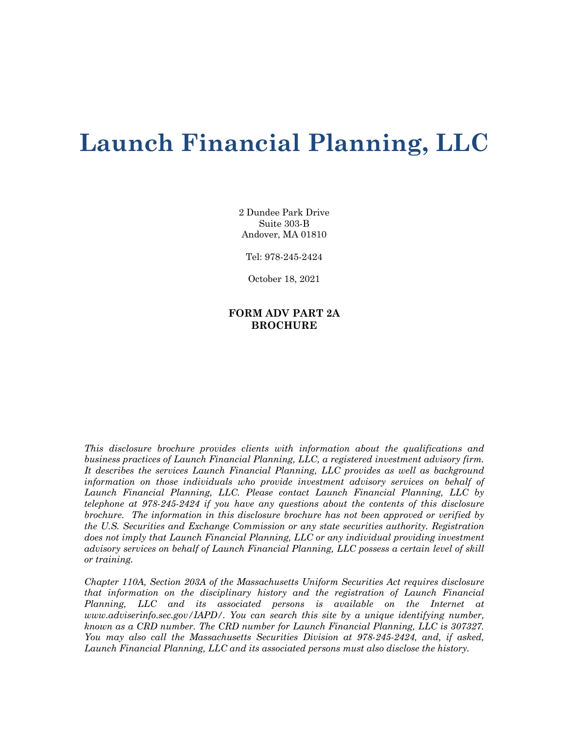# Launch Financial Planning, LLC

2 Dundee Park Drive
Suite 303-B
Andover, MA 01810

Tel: 978-245-2424

October 18, 2021

**FORM ADV PART 2A**
**BROCHURE**

*This disclosure brochure provides clients with information about the qualifications and business practices of Launch Financial Planning, LLC, a registered investment advisory firm. It describes the services Launch Financial Planning, LLC provides as well as background information on those individuals who provide investment advisory services on behalf of Launch Financial Planning, LLC. Please contact Launch Financial Planning, LLC by telephone at 978-245-2424 if you have any questions about the contents of this disclosure brochure. The information in this disclosure brochure has not been approved or verified by the U.S. Securities and Exchange Commission or any state securities authority. Registration does not imply that Launch Financial Planning, LLC or any individual providing investment advisory services on behalf of Launch Financial Planning, LLC possess a certain level of skill or training.*

*Chapter 110A, Section 203A of the Massachusetts Uniform Securities Act requires disclosure that information on the disciplinary history and the registration of Launch Financial Planning, LLC and its associated persons is available on the Internet at www.adviserinfo.sec.gov/IAPD/. You can search this site by a unique identifying number, known as a CRD number. The CRD number for Launch Financial Planning, LLC is 307327. You may also call the Massachusetts Securities Division at 978-245-2424, and, if asked, Launch Financial Planning, LLC and its associated persons must also disclose the history.*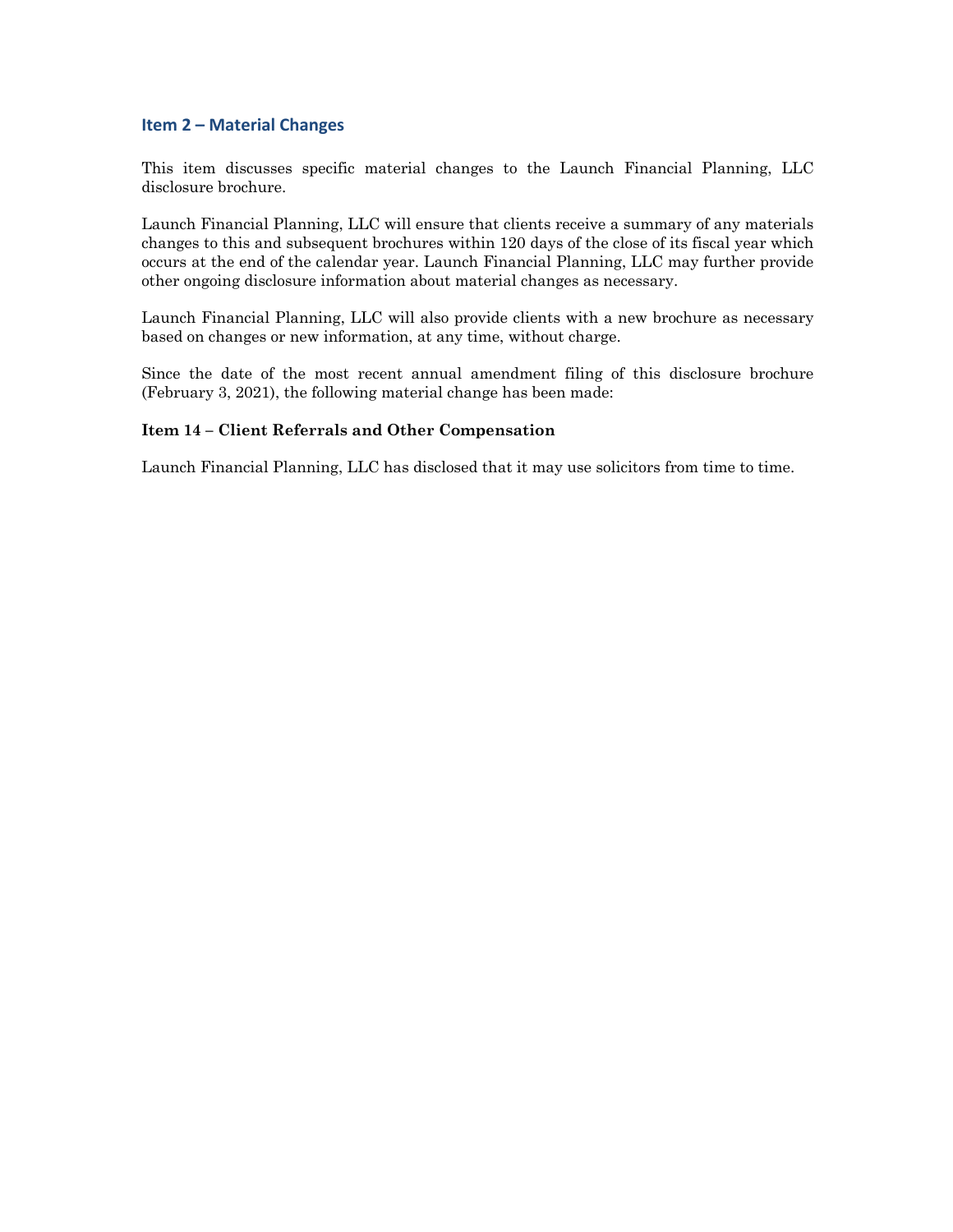## Item 2 – Material Changes

This item discusses specific material changes to the Launch Financial Planning, LLC disclosure brochure.

Launch Financial Planning, LLC will ensure that clients receive a summary of any materials changes to this and subsequent brochures within 120 days of the close of its fiscal year which occurs at the end of the calendar year. Launch Financial Planning, LLC may further provide other ongoing disclosure information about material changes as necessary.

Launch Financial Planning, LLC will also provide clients with a new brochure as necessary based on changes or new information, at any time, without charge.

Since the date of the most recent annual amendment filing of this disclosure brochure (February 3, 2021), the following material change has been made:

**Item 14 – Client Referrals and Other Compensation**

Launch Financial Planning, LLC has disclosed that it may use solicitors from time to time.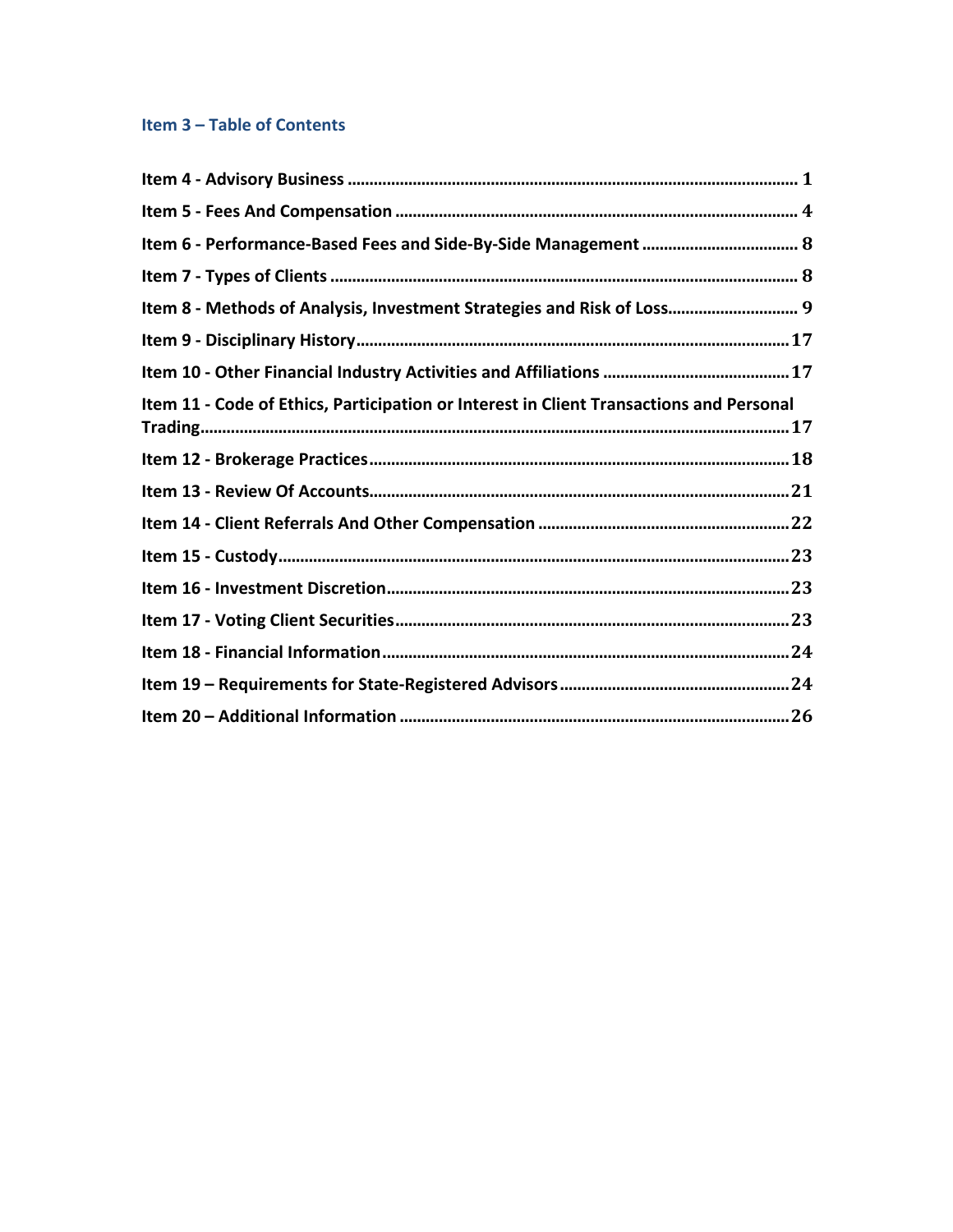## Item 3 – Table of Contents

Item 4 - Advisory Business ........................................................................................................ 1

Item 5 - Fees And Compensation ............................................................................................ 4

Item 6 - Performance-Based Fees and Side-By-Side Management .................................... 8

Item 7 - Types of Clients .......................................................................................................... 8

Item 8 - Methods of Analysis, Investment Strategies and Risk of Loss.............................. 9

Item 9 - Disciplinary History.................................................................................................. 17

Item 10 - Other Financial Industry Activities and Affiliations ........................................... 17

Item 11 - Code of Ethics, Participation or Interest in Client Transactions and Personal Trading..................................................................................................................................... 17

Item 12 - Brokerage Practices................................................................................................ 18

Item 13 - Review Of Accounts................................................................................................ 21

Item 14 - Client Referrals And Other Compensation .......................................................... 22

Item 15 - Custody..................................................................................................................... 23

Item 16 - Investment Discretion............................................................................................ 23

Item 17 - Voting Client Securities.......................................................................................... 23

Item 18 - Financial Information............................................................................................. 24

Item 19 – Requirements for State-Registered Advisors ..................................................... 24

Item 20 – Additional Information ......................................................................................... 26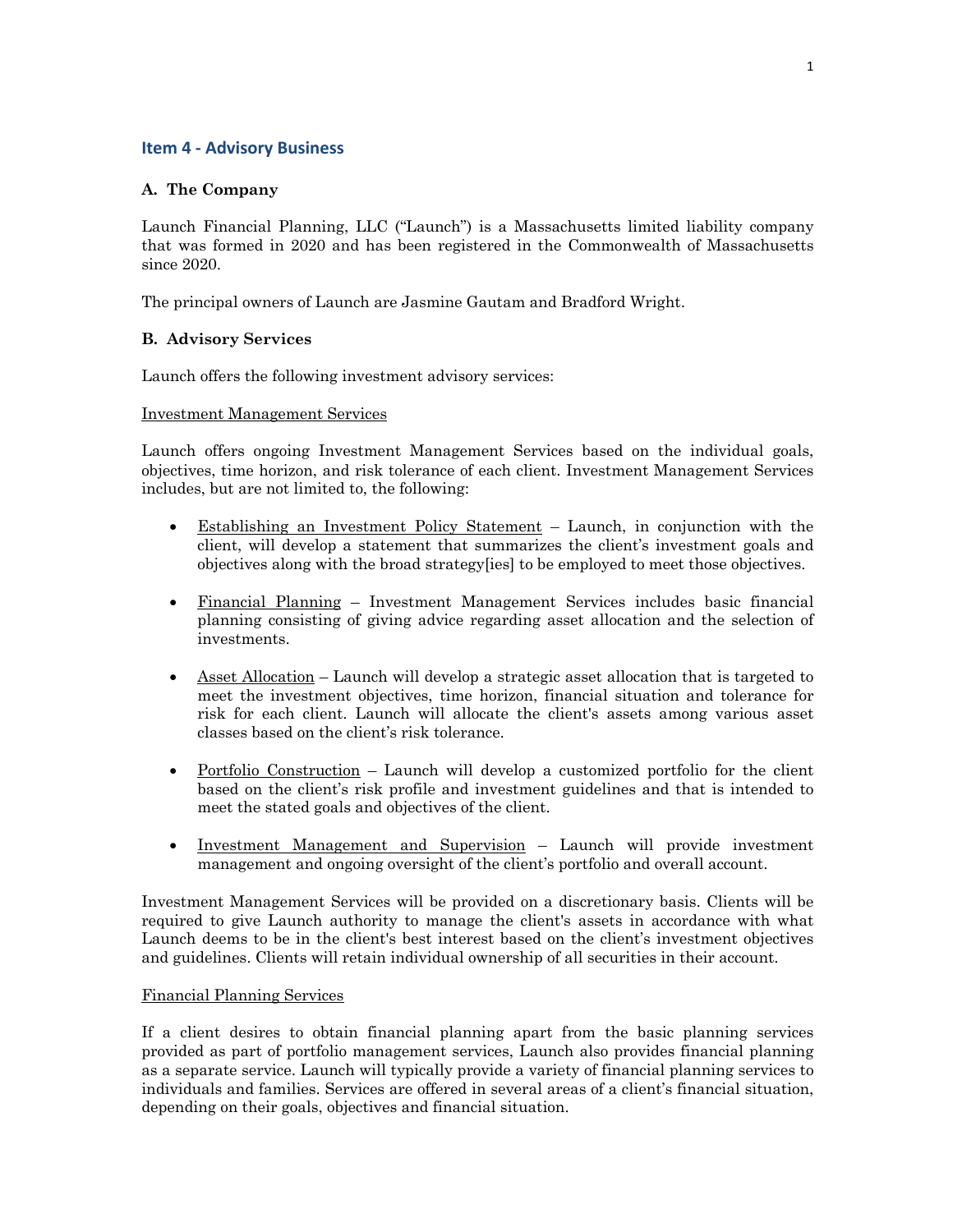## Item 4 - Advisory Business

### A. The Company

Launch Financial Planning, LLC ("Launch") is a Massachusetts limited liability company that was formed in 2020 and has been registered in the Commonwealth of Massachusetts since 2020.

The principal owners of Launch are Jasmine Gautam and Bradford Wright.

### B. Advisory Services

Launch offers the following investment advisory services:

Investment Management Services

Launch offers ongoing Investment Management Services based on the individual goals, objectives, time horizon, and risk tolerance of each client. Investment Management Services includes, but are not limited to, the following:

- Establishing an Investment Policy Statement – Launch, in conjunction with the client, will develop a statement that summarizes the client's investment goals and objectives along with the broad strategy[ies] to be employed to meet those objectives.
- Financial Planning – Investment Management Services includes basic financial planning consisting of giving advice regarding asset allocation and the selection of investments.
- Asset Allocation – Launch will develop a strategic asset allocation that is targeted to meet the investment objectives, time horizon, financial situation and tolerance for risk for each client. Launch will allocate the client's assets among various asset classes based on the client's risk tolerance.
- Portfolio Construction – Launch will develop a customized portfolio for the client based on the client's risk profile and investment guidelines and that is intended to meet the stated goals and objectives of the client.
- Investment Management and Supervision – Launch will provide investment management and ongoing oversight of the client's portfolio and overall account.

Investment Management Services will be provided on a discretionary basis. Clients will be required to give Launch authority to manage the client's assets in accordance with what Launch deems to be in the client's best interest based on the client's investment objectives and guidelines. Clients will retain individual ownership of all securities in their account.

Financial Planning Services

If a client desires to obtain financial planning apart from the basic planning services provided as part of portfolio management services, Launch also provides financial planning as a separate service. Launch will typically provide a variety of financial planning services to individuals and families. Services are offered in several areas of a client's financial situation, depending on their goals, objectives and financial situation.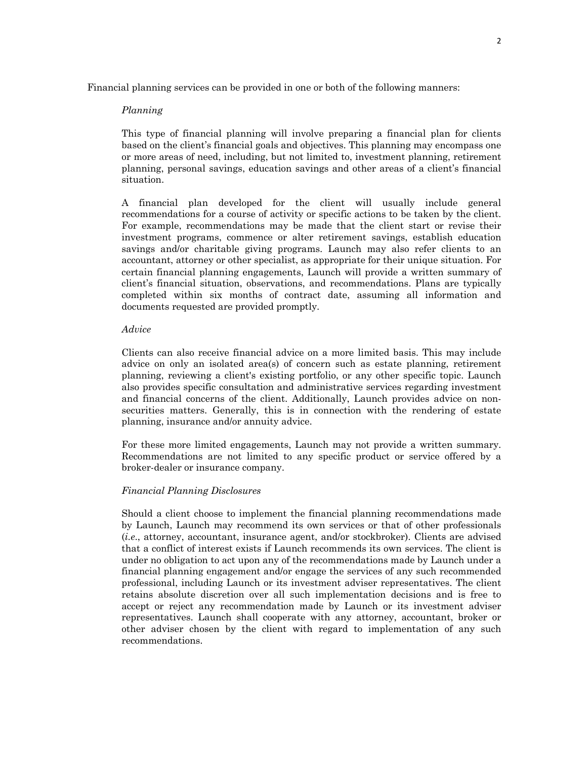Financial planning services can be provided in one or both of the following manners:

*Planning*

This type of financial planning will involve preparing a financial plan for clients based on the client's financial goals and objectives. This planning may encompass one or more areas of need, including, but not limited to, investment planning, retirement planning, personal savings, education savings and other areas of a client's financial situation.

A financial plan developed for the client will usually include general recommendations for a course of activity or specific actions to be taken by the client. For example, recommendations may be made that the client start or revise their investment programs, commence or alter retirement savings, establish education savings and/or charitable giving programs. Launch may also refer clients to an accountant, attorney or other specialist, as appropriate for their unique situation. For certain financial planning engagements, Launch will provide a written summary of client's financial situation, observations, and recommendations. Plans are typically completed within six months of contract date, assuming all information and documents requested are provided promptly.

*Advice*

Clients can also receive financial advice on a more limited basis. This may include advice on only an isolated area(s) of concern such as estate planning, retirement planning, reviewing a client's existing portfolio, or any other specific topic. Launch also provides specific consultation and administrative services regarding investment and financial concerns of the client. Additionally, Launch provides advice on non-securities matters. Generally, this is in connection with the rendering of estate planning, insurance and/or annuity advice.

For these more limited engagements, Launch may not provide a written summary. Recommendations are not limited to any specific product or service offered by a broker-dealer or insurance company.

*Financial Planning Disclosures*

Should a client choose to implement the financial planning recommendations made by Launch, Launch may recommend its own services or that of other professionals (*i.e.*, attorney, accountant, insurance agent, and/or stockbroker). Clients are advised that a conflict of interest exists if Launch recommends its own services. The client is under no obligation to act upon any of the recommendations made by Launch under a financial planning engagement and/or engage the services of any such recommended professional, including Launch or its investment adviser representatives. The client retains absolute discretion over all such implementation decisions and is free to accept or reject any recommendation made by Launch or its investment adviser representatives. Launch shall cooperate with any attorney, accountant, broker or other adviser chosen by the client with regard to implementation of any such recommendations.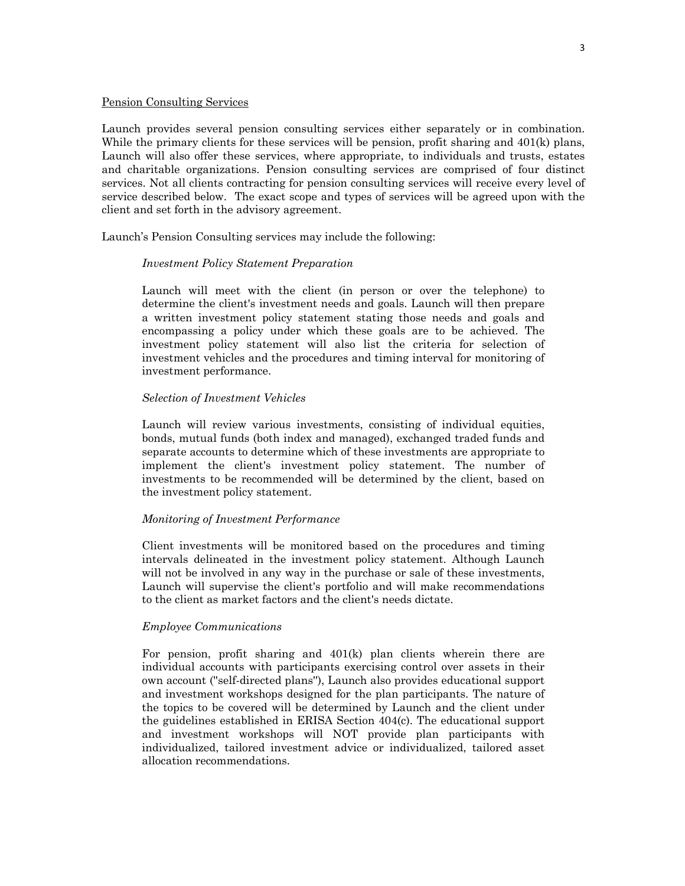## Pension Consulting Services

Launch provides several pension consulting services either separately or in combination. While the primary clients for these services will be pension, profit sharing and 401(k) plans, Launch will also offer these services, where appropriate, to individuals and trusts, estates and charitable organizations. Pension consulting services are comprised of four distinct services. Not all clients contracting for pension consulting services will receive every level of service described below. The exact scope and types of services will be agreed upon with the client and set forth in the advisory agreement.

Launch's Pension Consulting services may include the following:

### *Investment Policy Statement Preparation*

Launch will meet with the client (in person or over the telephone) to determine the client's investment needs and goals. Launch will then prepare a written investment policy statement stating those needs and goals and encompassing a policy under which these goals are to be achieved. The investment policy statement will also list the criteria for selection of investment vehicles and the procedures and timing interval for monitoring of investment performance.

### *Selection of Investment Vehicles*

Launch will review various investments, consisting of individual equities, bonds, mutual funds (both index and managed), exchanged traded funds and separate accounts to determine which of these investments are appropriate to implement the client's investment policy statement. The number of investments to be recommended will be determined by the client, based on the investment policy statement.

### *Monitoring of Investment Performance*

Client investments will be monitored based on the procedures and timing intervals delineated in the investment policy statement. Although Launch will not be involved in any way in the purchase or sale of these investments, Launch will supervise the client's portfolio and will make recommendations to the client as market factors and the client's needs dictate.

### *Employee Communications*

For pension, profit sharing and 401(k) plan clients wherein there are individual accounts with participants exercising control over assets in their own account ("self-directed plans"), Launch also provides educational support and investment workshops designed for the plan participants. The nature of the topics to be covered will be determined by Launch and the client under the guidelines established in ERISA Section 404(c). The educational support and investment workshops will NOT provide plan participants with individualized, tailored investment advice or individualized, tailored asset allocation recommendations.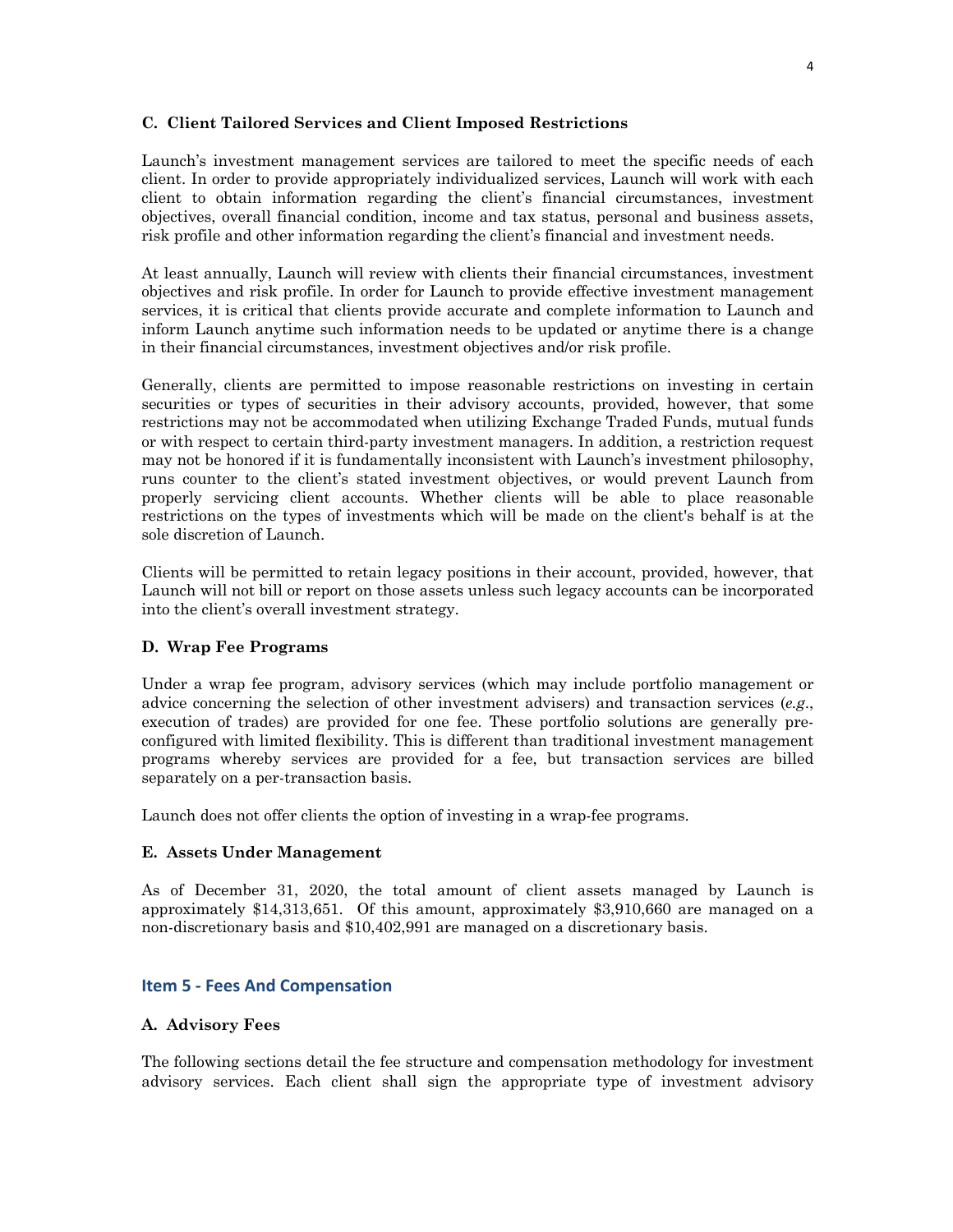### C. Client Tailored Services and Client Imposed Restrictions

Launch's investment management services are tailored to meet the specific needs of each client. In order to provide appropriately individualized services, Launch will work with each client to obtain information regarding the client's financial circumstances, investment objectives, overall financial condition, income and tax status, personal and business assets, risk profile and other information regarding the client's financial and investment needs.

At least annually, Launch will review with clients their financial circumstances, investment objectives and risk profile. In order for Launch to provide effective investment management services, it is critical that clients provide accurate and complete information to Launch and inform Launch anytime such information needs to be updated or anytime there is a change in their financial circumstances, investment objectives and/or risk profile.

Generally, clients are permitted to impose reasonable restrictions on investing in certain securities or types of securities in their advisory accounts, provided, however, that some restrictions may not be accommodated when utilizing Exchange Traded Funds, mutual funds or with respect to certain third-party investment managers. In addition, a restriction request may not be honored if it is fundamentally inconsistent with Launch's investment philosophy, runs counter to the client's stated investment objectives, or would prevent Launch from properly servicing client accounts. Whether clients will be able to place reasonable restrictions on the types of investments which will be made on the client's behalf is at the sole discretion of Launch.

Clients will be permitted to retain legacy positions in their account, provided, however, that Launch will not bill or report on those assets unless such legacy accounts can be incorporated into the client's overall investment strategy.

### D. Wrap Fee Programs

Under a wrap fee program, advisory services (which may include portfolio management or advice concerning the selection of other investment advisers) and transaction services (*e.g*., execution of trades) are provided for one fee. These portfolio solutions are generally pre-configured with limited flexibility. This is different than traditional investment management programs whereby services are provided for a fee, but transaction services are billed separately on a per-transaction basis.

Launch does not offer clients the option of investing in a wrap-fee programs.

### E. Assets Under Management

As of December 31, 2020, the total amount of client assets managed by Launch is approximately $14,313,651. Of this amount, approximately $3,910,660 are managed on a non-discretionary basis and $10,402,991 are managed on a discretionary basis.

## Item 5 - Fees And Compensation

### A. Advisory Fees

The following sections detail the fee structure and compensation methodology for investment advisory services. Each client shall sign the appropriate type of investment advisory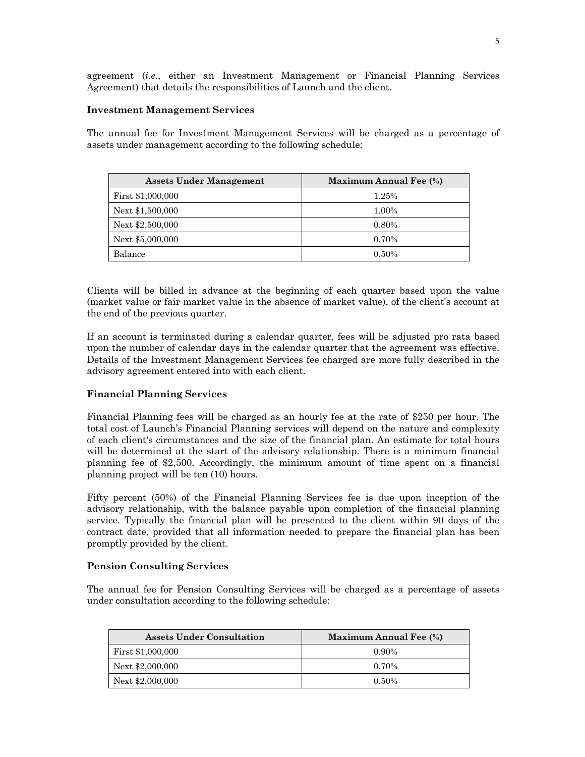agreement (*i.e.*, either an Investment Management or Financial Planning Services Agreement) that details the responsibilities of Launch and the client.

**Investment Management Services**

The annual fee for Investment Management Services will be charged as a percentage of assets under management according to the following schedule:

| Assets Under Management | Maximum Annual Fee (%) |
|---|---|
| First $1,000,000 | 1.25% |
| Next $1,500,000 | 1.00% |
| Next $2,500,000 | 0.80% |
| Next $5,000,000 | 0.70% |
| Balance | 0.50% |

Clients will be billed in advance at the beginning of each quarter based upon the value (market value or fair market value in the absence of market value), of the client's account at the end of the previous quarter.

If an account is terminated during a calendar quarter, fees will be adjusted pro rata based upon the number of calendar days in the calendar quarter that the agreement was effective. Details of the Investment Management Services fee charged are more fully described in the advisory agreement entered into with each client.

**Financial Planning Services**

Financial Planning fees will be charged as an hourly fee at the rate of $250 per hour. The total cost of Launch's Financial Planning services will depend on the nature and complexity of each client's circumstances and the size of the financial plan. An estimate for total hours will be determined at the start of the advisory relationship. There is a minimum financial planning fee of $2,500. Accordingly, the minimum amount of time spent on a financial planning project will be ten (10) hours.

Fifty percent (50%) of the Financial Planning Services fee is due upon inception of the advisory relationship, with the balance payable upon completion of the financial planning service. Typically the financial plan will be presented to the client within 90 days of the contract date, provided that all information needed to prepare the financial plan has been promptly provided by the client.

**Pension Consulting Services**

The annual fee for Pension Consulting Services will be charged as a percentage of assets under consultation according to the following schedule:

| Assets Under Consultation | Maximum Annual Fee (%) |
|---|---|
| First $1,000,000 | 0.90% |
| Next $2,000,000 | 0.70% |
| Next $2,000,000 | 0.50% |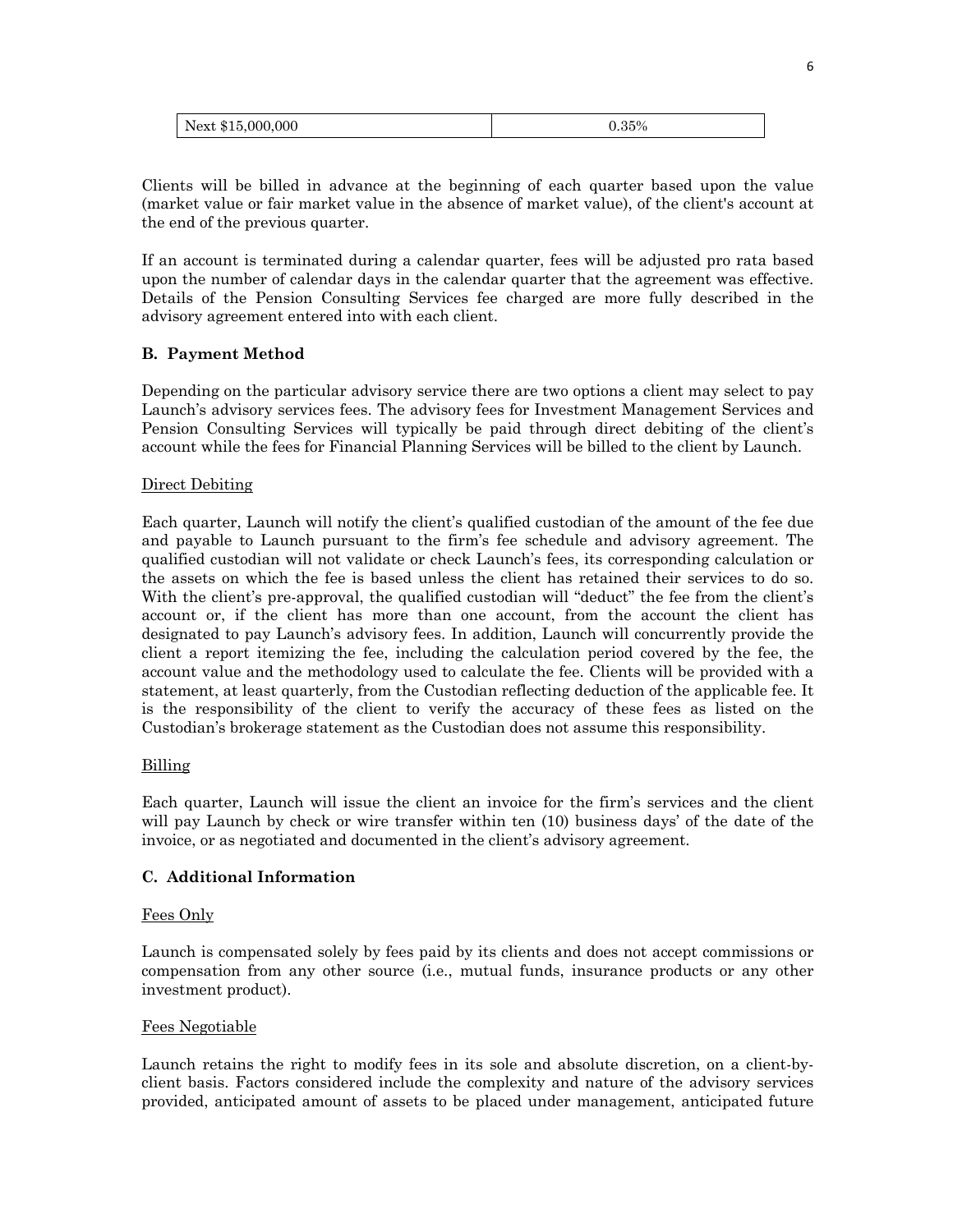| Next $15,000,000 | 0.35% |
| --- | --- |

Clients will be billed in advance at the beginning of each quarter based upon the value (market value or fair market value in the absence of market value), of the client's account at the end of the previous quarter.

If an account is terminated during a calendar quarter, fees will be adjusted pro rata based upon the number of calendar days in the calendar quarter that the agreement was effective. Details of the Pension Consulting Services fee charged are more fully described in the advisory agreement entered into with each client.

**B. Payment Method**

Depending on the particular advisory service there are two options a client may select to pay Launch's advisory services fees. The advisory fees for Investment Management Services and Pension Consulting Services will typically be paid through direct debiting of the client's account while the fees for Financial Planning Services will be billed to the client by Launch.

Direct Debiting

Each quarter, Launch will notify the client's qualified custodian of the amount of the fee due and payable to Launch pursuant to the firm's fee schedule and advisory agreement. The qualified custodian will not validate or check Launch's fees, its corresponding calculation or the assets on which the fee is based unless the client has retained their services to do so. With the client's pre-approval, the qualified custodian will "deduct" the fee from the client's account or, if the client has more than one account, from the account the client has designated to pay Launch's advisory fees. In addition, Launch will concurrently provide the client a report itemizing the fee, including the calculation period covered by the fee, the account value and the methodology used to calculate the fee. Clients will be provided with a statement, at least quarterly, from the Custodian reflecting deduction of the applicable fee. It is the responsibility of the client to verify the accuracy of these fees as listed on the Custodian's brokerage statement as the Custodian does not assume this responsibility.

Billing

Each quarter, Launch will issue the client an invoice for the firm's services and the client will pay Launch by check or wire transfer within ten (10) business days' of the date of the invoice, or as negotiated and documented in the client's advisory agreement.

**C. Additional Information**

Fees Only

Launch is compensated solely by fees paid by its clients and does not accept commissions or compensation from any other source (i.e., mutual funds, insurance products or any other investment product).

Fees Negotiable

Launch retains the right to modify fees in its sole and absolute discretion, on a client-by-client basis. Factors considered include the complexity and nature of the advisory services provided, anticipated amount of assets to be placed under management, anticipated future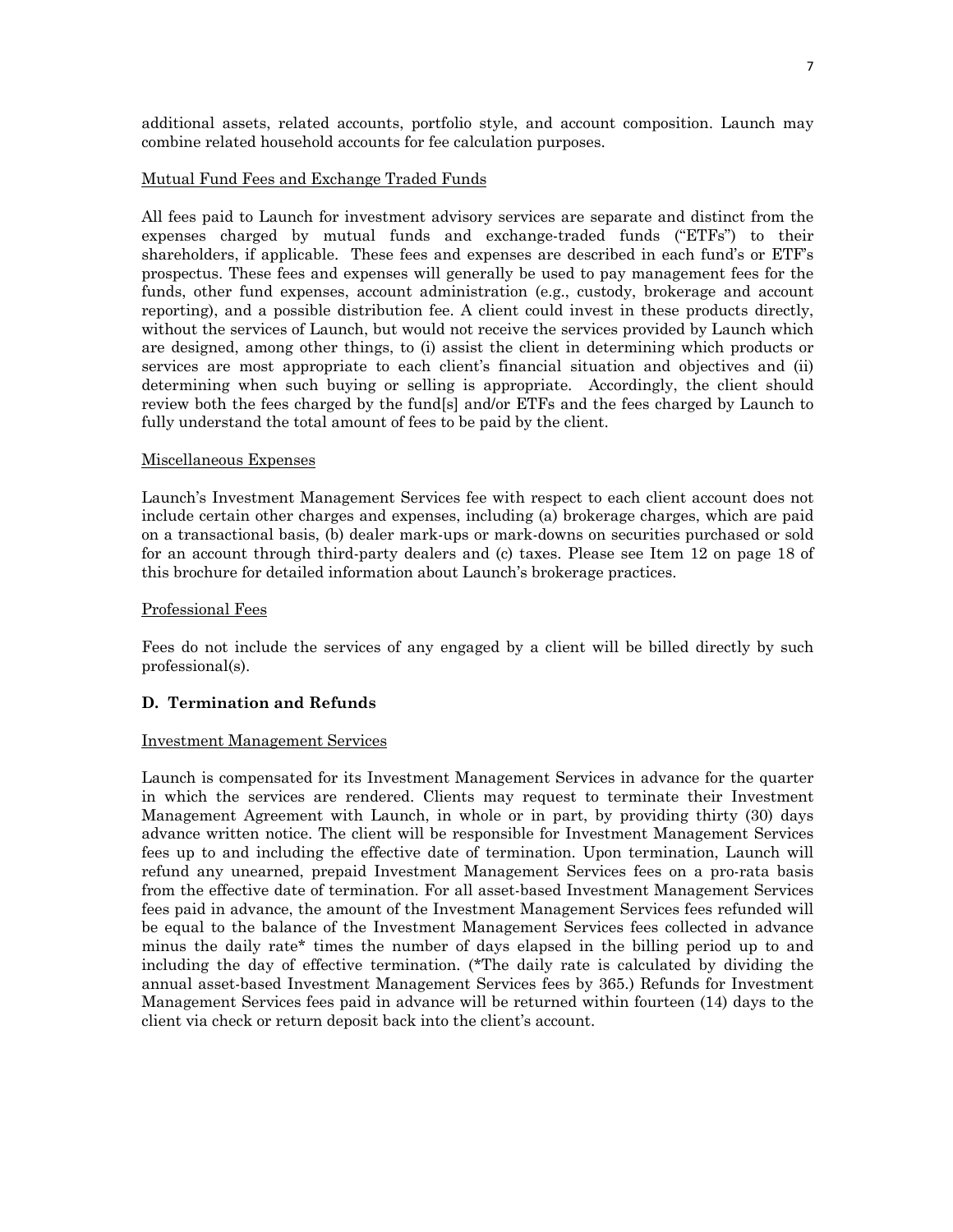additional assets, related accounts, portfolio style, and account composition. Launch may combine related household accounts for fee calculation purposes.

Mutual Fund Fees and Exchange Traded Funds

All fees paid to Launch for investment advisory services are separate and distinct from the expenses charged by mutual funds and exchange-traded funds ("ETFs") to their shareholders, if applicable. These fees and expenses are described in each fund's or ETF's prospectus. These fees and expenses will generally be used to pay management fees for the funds, other fund expenses, account administration (e.g., custody, brokerage and account reporting), and a possible distribution fee. A client could invest in these products directly, without the services of Launch, but would not receive the services provided by Launch which are designed, among other things, to (i) assist the client in determining which products or services are most appropriate to each client's financial situation and objectives and (ii) determining when such buying or selling is appropriate. Accordingly, the client should review both the fees charged by the fund[s] and/or ETFs and the fees charged by Launch to fully understand the total amount of fees to be paid by the client.

Miscellaneous Expenses

Launch's Investment Management Services fee with respect to each client account does not include certain other charges and expenses, including (a) brokerage charges, which are paid on a transactional basis, (b) dealer mark-ups or mark-downs on securities purchased or sold for an account through third-party dealers and (c) taxes. Please see Item 12 on page 18 of this brochure for detailed information about Launch's brokerage practices.

Professional Fees

Fees do not include the services of any engaged by a client will be billed directly by such professional(s).

**D. Termination and Refunds**

Investment Management Services

Launch is compensated for its Investment Management Services in advance for the quarter in which the services are rendered. Clients may request to terminate their Investment Management Agreement with Launch, in whole or in part, by providing thirty (30) days advance written notice. The client will be responsible for Investment Management Services fees up to and including the effective date of termination. Upon termination, Launch will refund any unearned, prepaid Investment Management Services fees on a pro-rata basis from the effective date of termination. For all asset-based Investment Management Services fees paid in advance, the amount of the Investment Management Services fees refunded will be equal to the balance of the Investment Management Services fees collected in advance minus the daily rate* times the number of days elapsed in the billing period up to and including the day of effective termination. (*The daily rate is calculated by dividing the annual asset-based Investment Management Services fees by 365.) Refunds for Investment Management Services fees paid in advance will be returned within fourteen (14) days to the client via check or return deposit back into the client's account.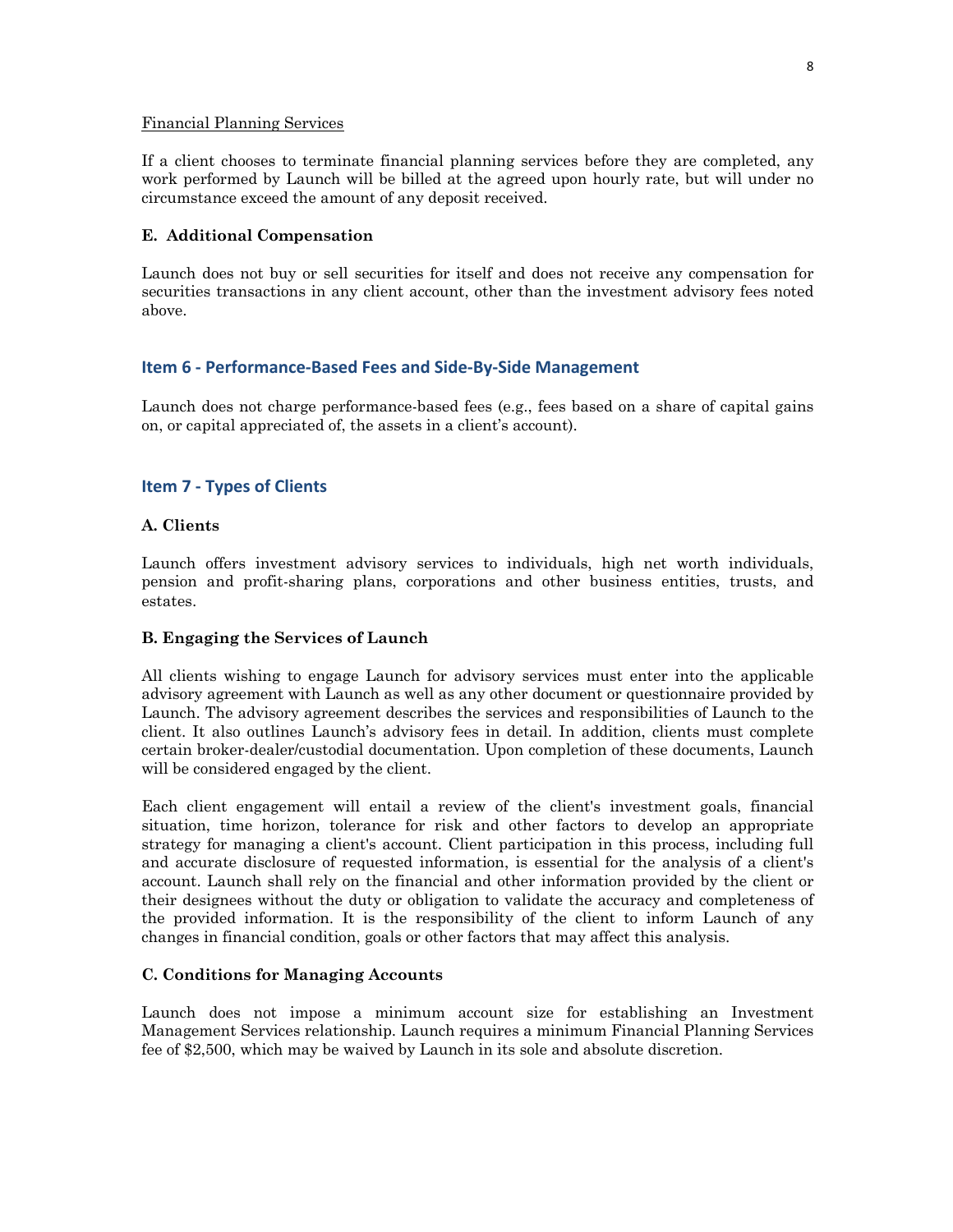Financial Planning Services

If a client chooses to terminate financial planning services before they are completed, any work performed by Launch will be billed at the agreed upon hourly rate, but will under no circumstance exceed the amount of any deposit received.

### E. Additional Compensation

Launch does not buy or sell securities for itself and does not receive any compensation for securities transactions in any client account, other than the investment advisory fees noted above.

## Item 6 - Performance-Based Fees and Side-By-Side Management

Launch does not charge performance-based fees (e.g., fees based on a share of capital gains on, or capital appreciated of, the assets in a client's account).

## Item 7 - Types of Clients

### A. Clients

Launch offers investment advisory services to individuals, high net worth individuals, pension and profit-sharing plans, corporations and other business entities, trusts, and estates.

### B. Engaging the Services of Launch

All clients wishing to engage Launch for advisory services must enter into the applicable advisory agreement with Launch as well as any other document or questionnaire provided by Launch. The advisory agreement describes the services and responsibilities of Launch to the client. It also outlines Launch's advisory fees in detail. In addition, clients must complete certain broker-dealer/custodial documentation. Upon completion of these documents, Launch will be considered engaged by the client.

Each client engagement will entail a review of the client's investment goals, financial situation, time horizon, tolerance for risk and other factors to develop an appropriate strategy for managing a client's account. Client participation in this process, including full and accurate disclosure of requested information, is essential for the analysis of a client's account. Launch shall rely on the financial and other information provided by the client or their designees without the duty or obligation to validate the accuracy and completeness of the provided information. It is the responsibility of the client to inform Launch of any changes in financial condition, goals or other factors that may affect this analysis.

### C. Conditions for Managing Accounts

Launch does not impose a minimum account size for establishing an Investment Management Services relationship. Launch requires a minimum Financial Planning Services fee of $2,500, which may be waived by Launch in its sole and absolute discretion.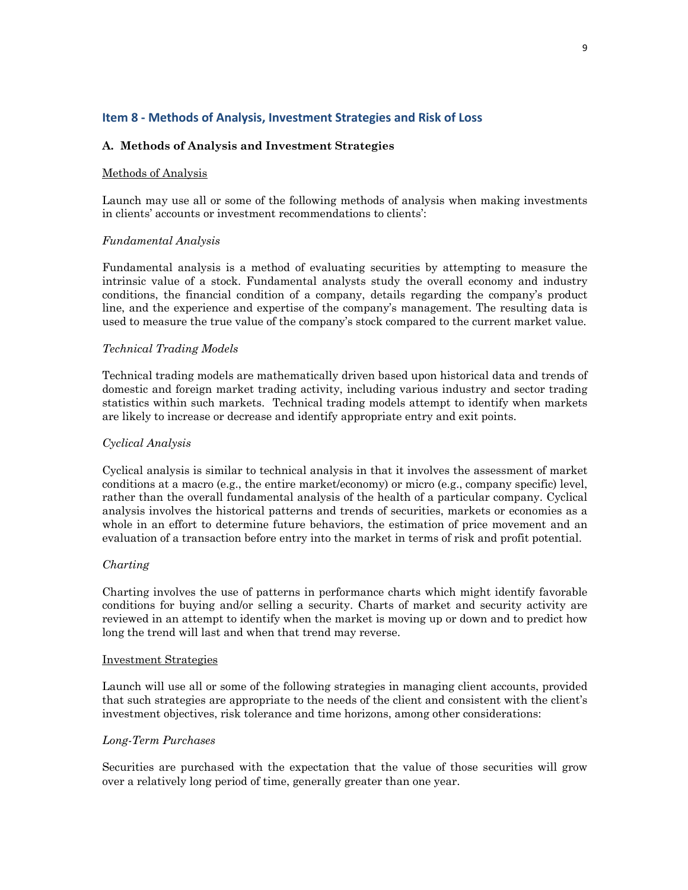## Item 8 - Methods of Analysis, Investment Strategies and Risk of Loss

### A. Methods of Analysis and Investment Strategies

Methods of Analysis

Launch may use all or some of the following methods of analysis when making investments in clients' accounts or investment recommendations to clients':

*Fundamental Analysis*

Fundamental analysis is a method of evaluating securities by attempting to measure the intrinsic value of a stock. Fundamental analysts study the overall economy and industry conditions, the financial condition of a company, details regarding the company's product line, and the experience and expertise of the company's management. The resulting data is used to measure the true value of the company's stock compared to the current market value.

*Technical Trading Models*

Technical trading models are mathematically driven based upon historical data and trends of domestic and foreign market trading activity, including various industry and sector trading statistics within such markets. Technical trading models attempt to identify when markets are likely to increase or decrease and identify appropriate entry and exit points.

*Cyclical Analysis*

Cyclical analysis is similar to technical analysis in that it involves the assessment of market conditions at a macro (e.g., the entire market/economy) or micro (e.g., company specific) level, rather than the overall fundamental analysis of the health of a particular company. Cyclical analysis involves the historical patterns and trends of securities, markets or economies as a whole in an effort to determine future behaviors, the estimation of price movement and an evaluation of a transaction before entry into the market in terms of risk and profit potential.

*Charting*

Charting involves the use of patterns in performance charts which might identify favorable conditions for buying and/or selling a security. Charts of market and security activity are reviewed in an attempt to identify when the market is moving up or down and to predict how long the trend will last and when that trend may reverse.

Investment Strategies

Launch will use all or some of the following strategies in managing client accounts, provided that such strategies are appropriate to the needs of the client and consistent with the client's investment objectives, risk tolerance and time horizons, among other considerations:

*Long-Term Purchases*

Securities are purchased with the expectation that the value of those securities will grow over a relatively long period of time, generally greater than one year.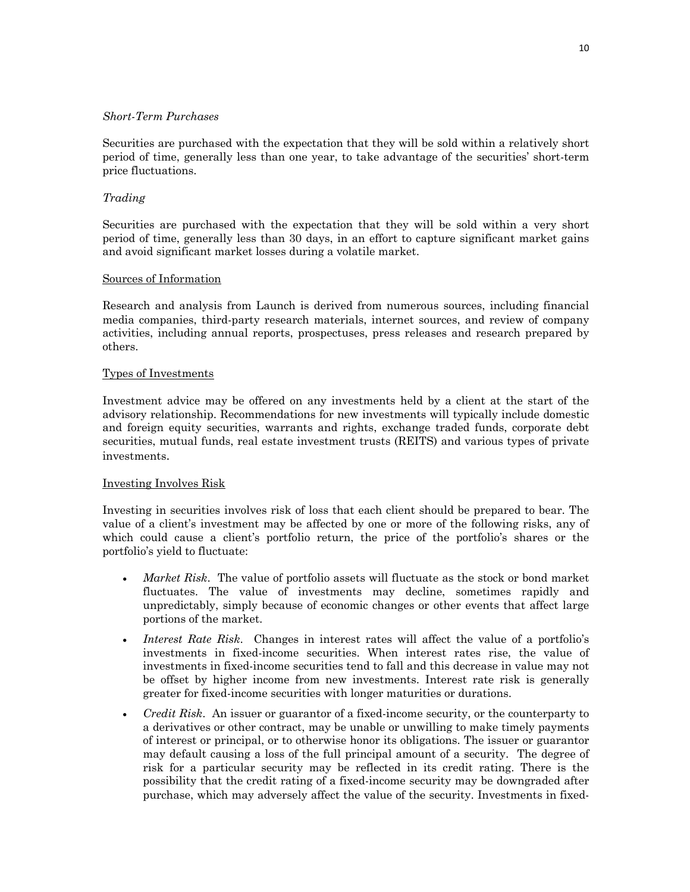*Short-Term Purchases*

Securities are purchased with the expectation that they will be sold within a relatively short period of time, generally less than one year, to take advantage of the securities' short-term price fluctuations.

*Trading*

Securities are purchased with the expectation that they will be sold within a very short period of time, generally less than 30 days, in an effort to capture significant market gains and avoid significant market losses during a volatile market.

Sources of Information

Research and analysis from Launch is derived from numerous sources, including financial media companies, third-party research materials, internet sources, and review of company activities, including annual reports, prospectuses, press releases and research prepared by others.

Types of Investments

Investment advice may be offered on any investments held by a client at the start of the advisory relationship. Recommendations for new investments will typically include domestic and foreign equity securities, warrants and rights, exchange traded funds, corporate debt securities, mutual funds, real estate investment trusts (REITS) and various types of private investments.

Investing Involves Risk

Investing in securities involves risk of loss that each client should be prepared to bear. The value of a client's investment may be affected by one or more of the following risks, any of which could cause a client's portfolio return, the price of the portfolio's shares or the portfolio's yield to fluctuate:

- *Market Risk*. The value of portfolio assets will fluctuate as the stock or bond market fluctuates. The value of investments may decline, sometimes rapidly and unpredictably, simply because of economic changes or other events that affect large portions of the market.
- *Interest Rate Risk*. Changes in interest rates will affect the value of a portfolio's investments in fixed-income securities. When interest rates rise, the value of investments in fixed-income securities tend to fall and this decrease in value may not be offset by higher income from new investments. Interest rate risk is generally greater for fixed-income securities with longer maturities or durations.
- *Credit Risk*. An issuer or guarantor of a fixed-income security, or the counterparty to a derivatives or other contract, may be unable or unwilling to make timely payments of interest or principal, or to otherwise honor its obligations. The issuer or guarantor may default causing a loss of the full principal amount of a security. The degree of risk for a particular security may be reflected in its credit rating. There is the possibility that the credit rating of a fixed-income security may be downgraded after purchase, which may adversely affect the value of the security. Investments in fixed-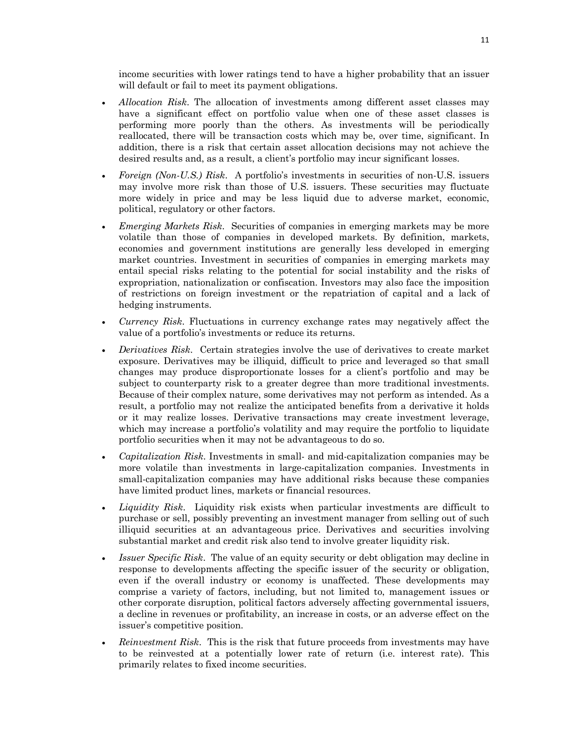income securities with lower ratings tend to have a higher probability that an issuer will default or fail to meet its payment obligations.

- *Allocation Risk*. The allocation of investments among different asset classes may have a significant effect on portfolio value when one of these asset classes is performing more poorly than the others. As investments will be periodically reallocated, there will be transaction costs which may be, over time, significant. In addition, there is a risk that certain asset allocation decisions may not achieve the desired results and, as a result, a client's portfolio may incur significant losses.
- *Foreign (Non-U.S.) Risk*. A portfolio's investments in securities of non-U.S. issuers may involve more risk than those of U.S. issuers. These securities may fluctuate more widely in price and may be less liquid due to adverse market, economic, political, regulatory or other factors.
- *Emerging Markets Risk*. Securities of companies in emerging markets may be more volatile than those of companies in developed markets. By definition, markets, economies and government institutions are generally less developed in emerging market countries. Investment in securities of companies in emerging markets may entail special risks relating to the potential for social instability and the risks of expropriation, nationalization or confiscation. Investors may also face the imposition of restrictions on foreign investment or the repatriation of capital and a lack of hedging instruments.
- *Currency Risk*. Fluctuations in currency exchange rates may negatively affect the value of a portfolio's investments or reduce its returns.
- *Derivatives Risk*. Certain strategies involve the use of derivatives to create market exposure. Derivatives may be illiquid, difficult to price and leveraged so that small changes may produce disproportionate losses for a client's portfolio and may be subject to counterparty risk to a greater degree than more traditional investments. Because of their complex nature, some derivatives may not perform as intended. As a result, a portfolio may not realize the anticipated benefits from a derivative it holds or it may realize losses. Derivative transactions may create investment leverage, which may increase a portfolio's volatility and may require the portfolio to liquidate portfolio securities when it may not be advantageous to do so.
- *Capitalization Risk*. Investments in small- and mid-capitalization companies may be more volatile than investments in large-capitalization companies. Investments in small-capitalization companies may have additional risks because these companies have limited product lines, markets or financial resources.
- *Liquidity Risk*. Liquidity risk exists when particular investments are difficult to purchase or sell, possibly preventing an investment manager from selling out of such illiquid securities at an advantageous price. Derivatives and securities involving substantial market and credit risk also tend to involve greater liquidity risk.
- *Issuer Specific Risk*. The value of an equity security or debt obligation may decline in response to developments affecting the specific issuer of the security or obligation, even if the overall industry or economy is unaffected. These developments may comprise a variety of factors, including, but not limited to, management issues or other corporate disruption, political factors adversely affecting governmental issuers, a decline in revenues or profitability, an increase in costs, or an adverse effect on the issuer's competitive position.
- *Reinvestment Risk*. This is the risk that future proceeds from investments may have to be reinvested at a potentially lower rate of return (i.e. interest rate). This primarily relates to fixed income securities.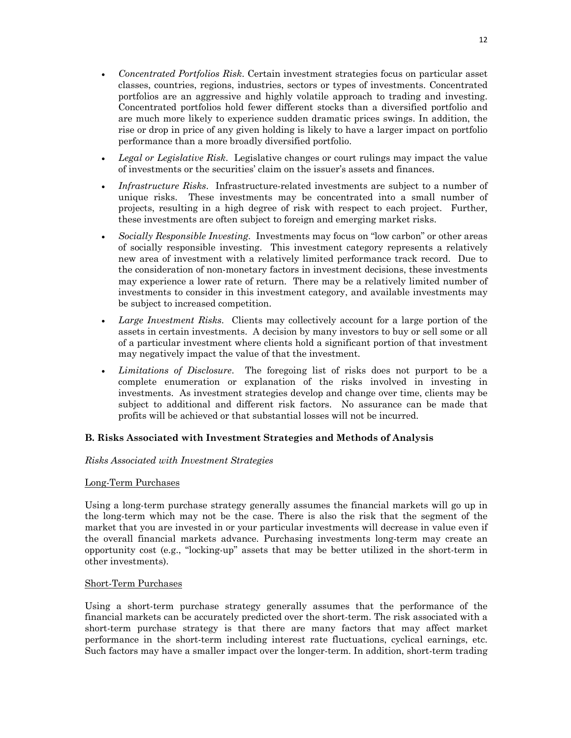- *Concentrated Portfolios Risk*. Certain investment strategies focus on particular asset classes, countries, regions, industries, sectors or types of investments. Concentrated portfolios are an aggressive and highly volatile approach to trading and investing. Concentrated portfolios hold fewer different stocks than a diversified portfolio and are much more likely to experience sudden dramatic prices swings. In addition, the rise or drop in price of any given holding is likely to have a larger impact on portfolio performance than a more broadly diversified portfolio.
- *Legal or Legislative Risk*. Legislative changes or court rulings may impact the value of investments or the securities' claim on the issuer's assets and finances.
- *Infrastructure Risks*. Infrastructure-related investments are subject to a number of unique risks. These investments may be concentrated into a small number of projects, resulting in a high degree of risk with respect to each project. Further, these investments are often subject to foreign and emerging market risks.
- *Socially Responsible Investing*. Investments may focus on "low carbon" or other areas of socially responsible investing. This investment category represents a relatively new area of investment with a relatively limited performance track record. Due to the consideration of non-monetary factors in investment decisions, these investments may experience a lower rate of return. There may be a relatively limited number of investments to consider in this investment category, and available investments may be subject to increased competition.
- *Large Investment Risks*. Clients may collectively account for a large portion of the assets in certain investments. A decision by many investors to buy or sell some or all of a particular investment where clients hold a significant portion of that investment may negatively impact the value of that the investment.
- *Limitations of Disclosure*. The foregoing list of risks does not purport to be a complete enumeration or explanation of the risks involved in investing in investments. As investment strategies develop and change over time, clients may be subject to additional and different risk factors. No assurance can be made that profits will be achieved or that substantial losses will not be incurred.

**B. Risks Associated with Investment Strategies and Methods of Analysis**

*Risks Associated with Investment Strategies*

Long-Term Purchases

Using a long-term purchase strategy generally assumes the financial markets will go up in the long-term which may not be the case. There is also the risk that the segment of the market that you are invested in or your particular investments will decrease in value even if the overall financial markets advance. Purchasing investments long-term may create an opportunity cost (e.g., "locking-up" assets that may be better utilized in the short-term in other investments).

Short-Term Purchases

Using a short-term purchase strategy generally assumes that the performance of the financial markets can be accurately predicted over the short-term. The risk associated with a short-term purchase strategy is that there are many factors that may affect market performance in the short-term including interest rate fluctuations, cyclical earnings, etc. Such factors may have a smaller impact over the longer-term. In addition, short-term trading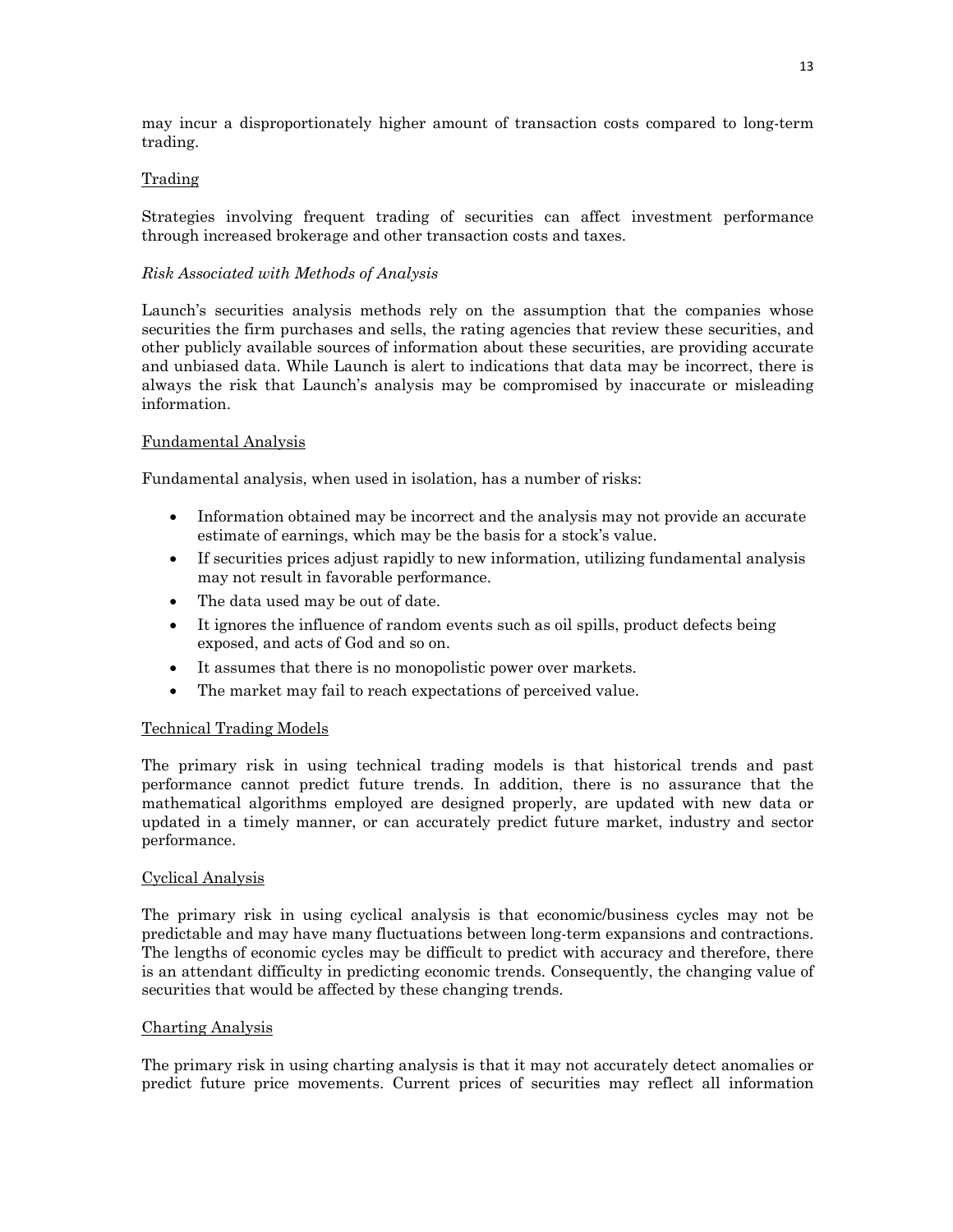may incur a disproportionately higher amount of transaction costs compared to long-term trading.

Trading

Strategies involving frequent trading of securities can affect investment performance through increased brokerage and other transaction costs and taxes.

*Risk Associated with Methods of Analysis*

Launch's securities analysis methods rely on the assumption that the companies whose securities the firm purchases and sells, the rating agencies that review these securities, and other publicly available sources of information about these securities, are providing accurate and unbiased data. While Launch is alert to indications that data may be incorrect, there is always the risk that Launch's analysis may be compromised by inaccurate or misleading information.

Fundamental Analysis

Fundamental analysis, when used in isolation, has a number of risks:

- Information obtained may be incorrect and the analysis may not provide an accurate estimate of earnings, which may be the basis for a stock's value.
- If securities prices adjust rapidly to new information, utilizing fundamental analysis may not result in favorable performance.
- The data used may be out of date.
- It ignores the influence of random events such as oil spills, product defects being exposed, and acts of God and so on.
- It assumes that there is no monopolistic power over markets.
- The market may fail to reach expectations of perceived value.

Technical Trading Models

The primary risk in using technical trading models is that historical trends and past performance cannot predict future trends. In addition, there is no assurance that the mathematical algorithms employed are designed properly, are updated with new data or updated in a timely manner, or can accurately predict future market, industry and sector performance.

Cyclical Analysis

The primary risk in using cyclical analysis is that economic/business cycles may not be predictable and may have many fluctuations between long-term expansions and contractions. The lengths of economic cycles may be difficult to predict with accuracy and therefore, there is an attendant difficulty in predicting economic trends. Consequently, the changing value of securities that would be affected by these changing trends.

Charting Analysis

The primary risk in using charting analysis is that it may not accurately detect anomalies or predict future price movements. Current prices of securities may reflect all information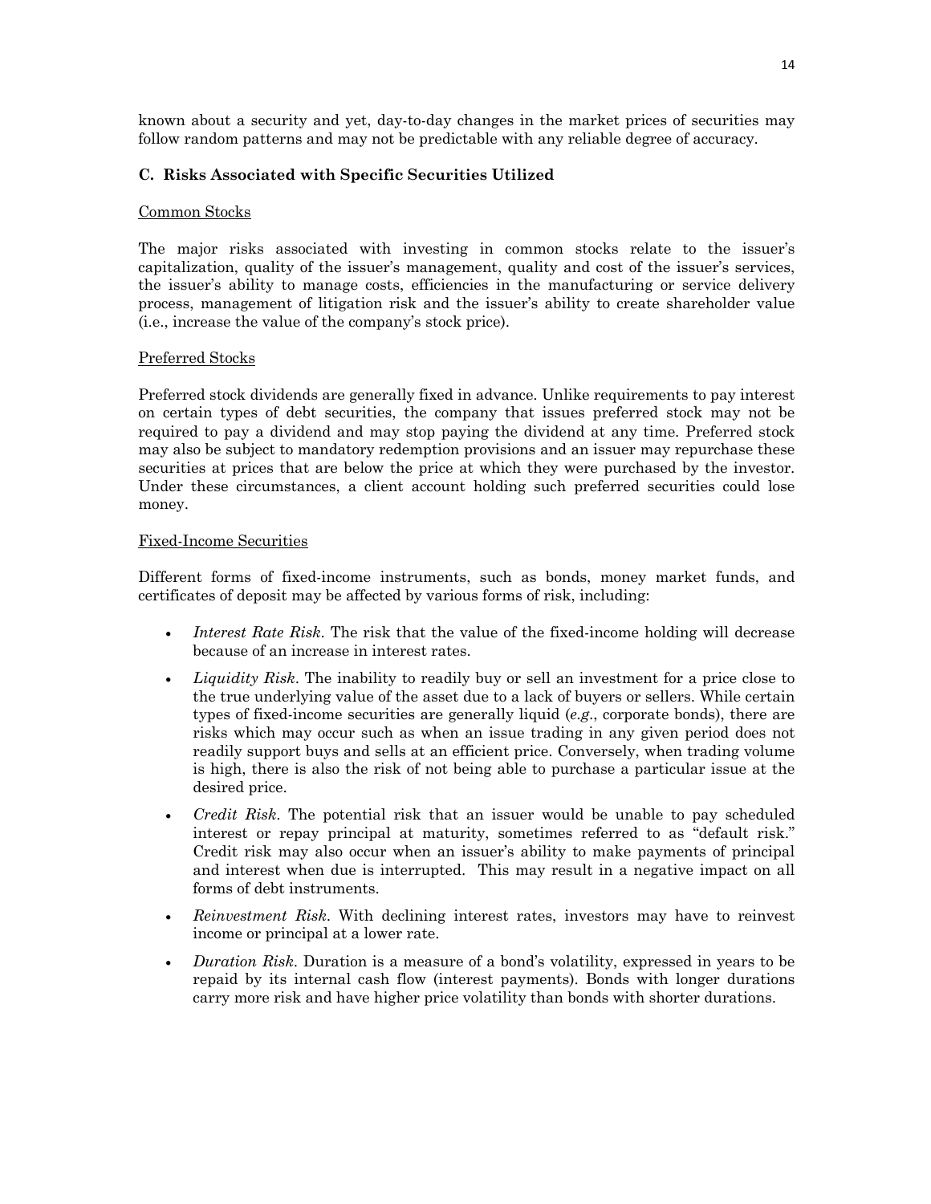known about a security and yet, day-to-day changes in the market prices of securities may follow random patterns and may not be predictable with any reliable degree of accuracy.

### C. Risks Associated with Specific Securities Utilized

Common Stocks

The major risks associated with investing in common stocks relate to the issuer's capitalization, quality of the issuer's management, quality and cost of the issuer's services, the issuer's ability to manage costs, efficiencies in the manufacturing or service delivery process, management of litigation risk and the issuer's ability to create shareholder value (i.e., increase the value of the company's stock price).

Preferred Stocks

Preferred stock dividends are generally fixed in advance. Unlike requirements to pay interest on certain types of debt securities, the company that issues preferred stock may not be required to pay a dividend and may stop paying the dividend at any time. Preferred stock may also be subject to mandatory redemption provisions and an issuer may repurchase these securities at prices that are below the price at which they were purchased by the investor. Under these circumstances, a client account holding such preferred securities could lose money.

Fixed-Income Securities

Different forms of fixed-income instruments, such as bonds, money market funds, and certificates of deposit may be affected by various forms of risk, including:

- *Interest Rate Risk*. The risk that the value of the fixed-income holding will decrease because of an increase in interest rates.
- *Liquidity Risk*. The inability to readily buy or sell an investment for a price close to the true underlying value of the asset due to a lack of buyers or sellers. While certain types of fixed-income securities are generally liquid (*e.g.*, corporate bonds), there are risks which may occur such as when an issue trading in any given period does not readily support buys and sells at an efficient price. Conversely, when trading volume is high, there is also the risk of not being able to purchase a particular issue at the desired price.
- *Credit Risk*. The potential risk that an issuer would be unable to pay scheduled interest or repay principal at maturity, sometimes referred to as "default risk." Credit risk may also occur when an issuer's ability to make payments of principal and interest when due is interrupted. This may result in a negative impact on all forms of debt instruments.
- *Reinvestment Risk*. With declining interest rates, investors may have to reinvest income or principal at a lower rate.
- *Duration Risk*. Duration is a measure of a bond's volatility, expressed in years to be repaid by its internal cash flow (interest payments). Bonds with longer durations carry more risk and have higher price volatility than bonds with shorter durations.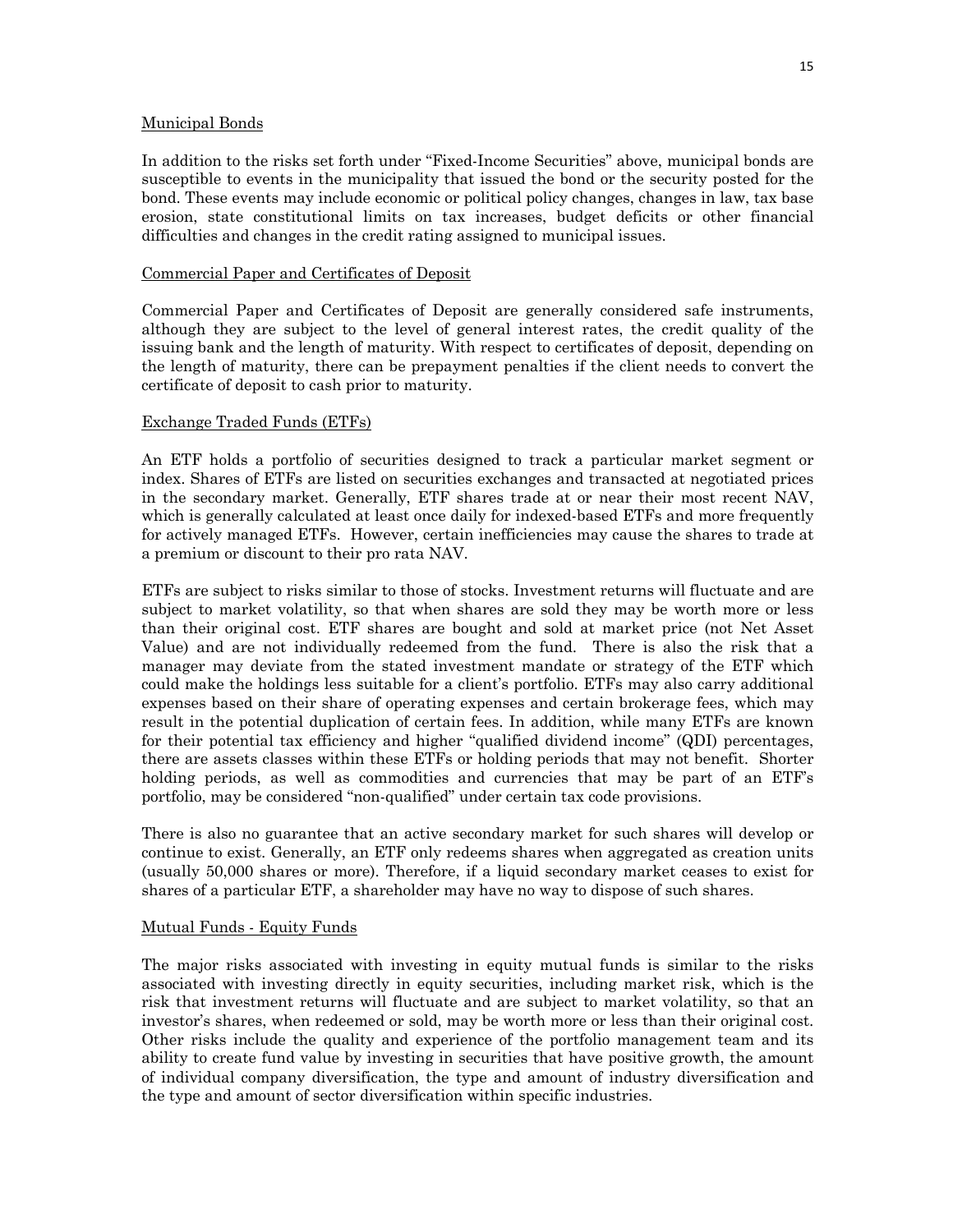### Municipal Bonds

In addition to the risks set forth under "Fixed-Income Securities" above, municipal bonds are susceptible to events in the municipality that issued the bond or the security posted for the bond. These events may include economic or political policy changes, changes in law, tax base erosion, state constitutional limits on tax increases, budget deficits or other financial difficulties and changes in the credit rating assigned to municipal issues.

### Commercial Paper and Certificates of Deposit

Commercial Paper and Certificates of Deposit are generally considered safe instruments, although they are subject to the level of general interest rates, the credit quality of the issuing bank and the length of maturity. With respect to certificates of deposit, depending on the length of maturity, there can be prepayment penalties if the client needs to convert the certificate of deposit to cash prior to maturity.

### Exchange Traded Funds (ETFs)

An ETF holds a portfolio of securities designed to track a particular market segment or index. Shares of ETFs are listed on securities exchanges and transacted at negotiated prices in the secondary market. Generally, ETF shares trade at or near their most recent NAV, which is generally calculated at least once daily for indexed-based ETFs and more frequently for actively managed ETFs. However, certain inefficiencies may cause the shares to trade at a premium or discount to their pro rata NAV.

ETFs are subject to risks similar to those of stocks. Investment returns will fluctuate and are subject to market volatility, so that when shares are sold they may be worth more or less than their original cost. ETF shares are bought and sold at market price (not Net Asset Value) and are not individually redeemed from the fund. There is also the risk that a manager may deviate from the stated investment mandate or strategy of the ETF which could make the holdings less suitable for a client's portfolio. ETFs may also carry additional expenses based on their share of operating expenses and certain brokerage fees, which may result in the potential duplication of certain fees. In addition, while many ETFs are known for their potential tax efficiency and higher "qualified dividend income" (QDI) percentages, there are assets classes within these ETFs or holding periods that may not benefit. Shorter holding periods, as well as commodities and currencies that may be part of an ETF's portfolio, may be considered "non-qualified" under certain tax code provisions.

There is also no guarantee that an active secondary market for such shares will develop or continue to exist. Generally, an ETF only redeems shares when aggregated as creation units (usually 50,000 shares or more). Therefore, if a liquid secondary market ceases to exist for shares of a particular ETF, a shareholder may have no way to dispose of such shares.

### Mutual Funds - Equity Funds

The major risks associated with investing in equity mutual funds is similar to the risks associated with investing directly in equity securities, including market risk, which is the risk that investment returns will fluctuate and are subject to market volatility, so that an investor's shares, when redeemed or sold, may be worth more or less than their original cost. Other risks include the quality and experience of the portfolio management team and its ability to create fund value by investing in securities that have positive growth, the amount of individual company diversification, the type and amount of industry diversification and the type and amount of sector diversification within specific industries.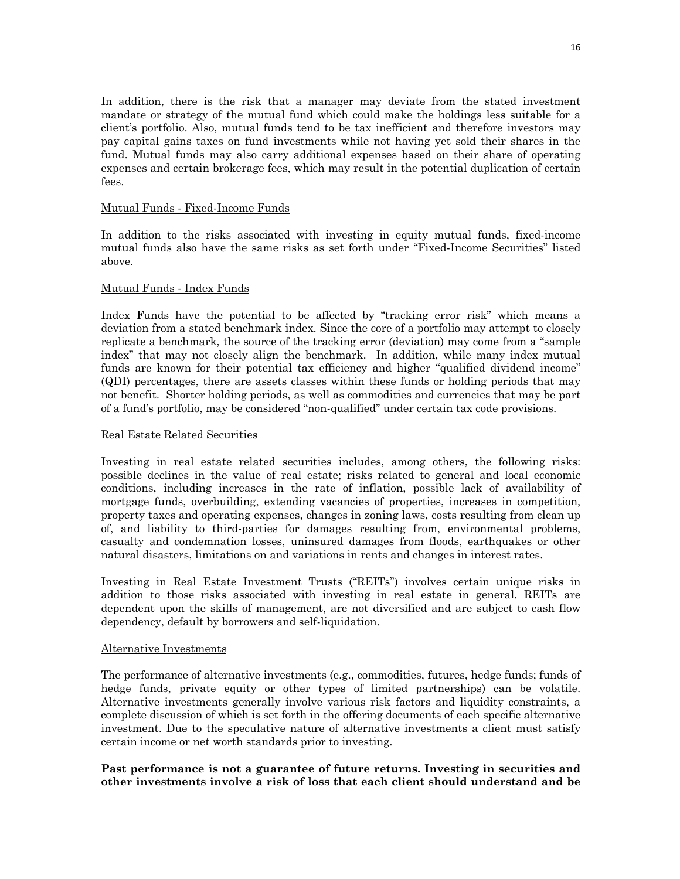In addition, there is the risk that a manager may deviate from the stated investment mandate or strategy of the mutual fund which could make the holdings less suitable for a client's portfolio. Also, mutual funds tend to be tax inefficient and therefore investors may pay capital gains taxes on fund investments while not having yet sold their shares in the fund. Mutual funds may also carry additional expenses based on their share of operating expenses and certain brokerage fees, which may result in the potential duplication of certain fees.

<u>Mutual Funds - Fixed-Income Funds</u>

In addition to the risks associated with investing in equity mutual funds, fixed-income mutual funds also have the same risks as set forth under "Fixed-Income Securities" listed above.

<u>Mutual Funds - Index Funds</u>

Index Funds have the potential to be affected by "tracking error risk" which means a deviation from a stated benchmark index. Since the core of a portfolio may attempt to closely replicate a benchmark, the source of the tracking error (deviation) may come from a "sample index" that may not closely align the benchmark. In addition, while many index mutual funds are known for their potential tax efficiency and higher "qualified dividend income" (QDI) percentages, there are assets classes within these funds or holding periods that may not benefit. Shorter holding periods, as well as commodities and currencies that may be part of a fund's portfolio, may be considered "non-qualified" under certain tax code provisions.

<u>Real Estate Related Securities</u>

Investing in real estate related securities includes, among others, the following risks: possible declines in the value of real estate; risks related to general and local economic conditions, including increases in the rate of inflation, possible lack of availability of mortgage funds, overbuilding, extending vacancies of properties, increases in competition, property taxes and operating expenses, changes in zoning laws, costs resulting from clean up of, and liability to third-parties for damages resulting from, environmental problems, casualty and condemnation losses, uninsured damages from floods, earthquakes or other natural disasters, limitations on and variations in rents and changes in interest rates.

Investing in Real Estate Investment Trusts ("REITs") involves certain unique risks in addition to those risks associated with investing in real estate in general. REITs are dependent upon the skills of management, are not diversified and are subject to cash flow dependency, default by borrowers and self-liquidation.

<u>Alternative Investments</u>

The performance of alternative investments (e.g., commodities, futures, hedge funds; funds of hedge funds, private equity or other types of limited partnerships) can be volatile. Alternative investments generally involve various risk factors and liquidity constraints, a complete discussion of which is set forth in the offering documents of each specific alternative investment. Due to the speculative nature of alternative investments a client must satisfy certain income or net worth standards prior to investing.

**Past performance is not a guarantee of future returns. Investing in securities and other investments involve a risk of loss that each client should understand and be**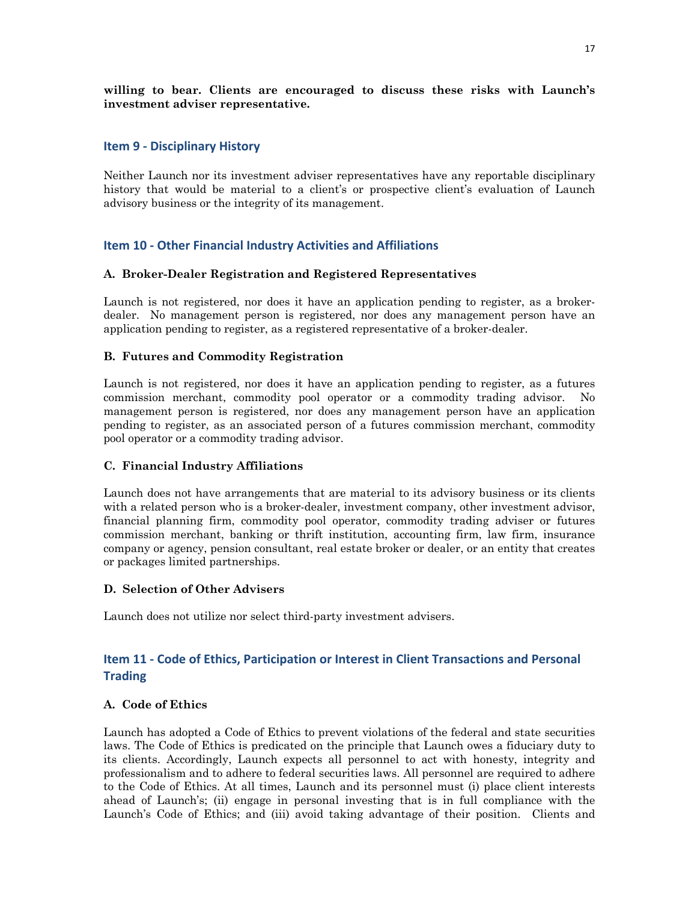**willing to bear. Clients are encouraged to discuss these risks with Launch's investment adviser representative.**

## Item 9 - Disciplinary History

Neither Launch nor its investment adviser representatives have any reportable disciplinary history that would be material to a client's or prospective client's evaluation of Launch advisory business or the integrity of its management.

## Item 10 - Other Financial Industry Activities and Affiliations

### A. Broker-Dealer Registration and Registered Representatives

Launch is not registered, nor does it have an application pending to register, as a broker-dealer. No management person is registered, nor does any management person have an application pending to register, as a registered representative of a broker-dealer.

### B. Futures and Commodity Registration

Launch is not registered, nor does it have an application pending to register, as a futures commission merchant, commodity pool operator or a commodity trading advisor. No management person is registered, nor does any management person have an application pending to register, as an associated person of a futures commission merchant, commodity pool operator or a commodity trading advisor.

### C. Financial Industry Affiliations

Launch does not have arrangements that are material to its advisory business or its clients with a related person who is a broker-dealer, investment company, other investment advisor, financial planning firm, commodity pool operator, commodity trading adviser or futures commission merchant, banking or thrift institution, accounting firm, law firm, insurance company or agency, pension consultant, real estate broker or dealer, or an entity that creates or packages limited partnerships.

### D. Selection of Other Advisers

Launch does not utilize nor select third-party investment advisers.

## Item 11 - Code of Ethics, Participation or Interest in Client Transactions and Personal Trading

### A. Code of Ethics

Launch has adopted a Code of Ethics to prevent violations of the federal and state securities laws. The Code of Ethics is predicated on the principle that Launch owes a fiduciary duty to its clients. Accordingly, Launch expects all personnel to act with honesty, integrity and professionalism and to adhere to federal securities laws. All personnel are required to adhere to the Code of Ethics. At all times, Launch and its personnel must (i) place client interests ahead of Launch's; (ii) engage in personal investing that is in full compliance with the Launch's Code of Ethics; and (iii) avoid taking advantage of their position. Clients and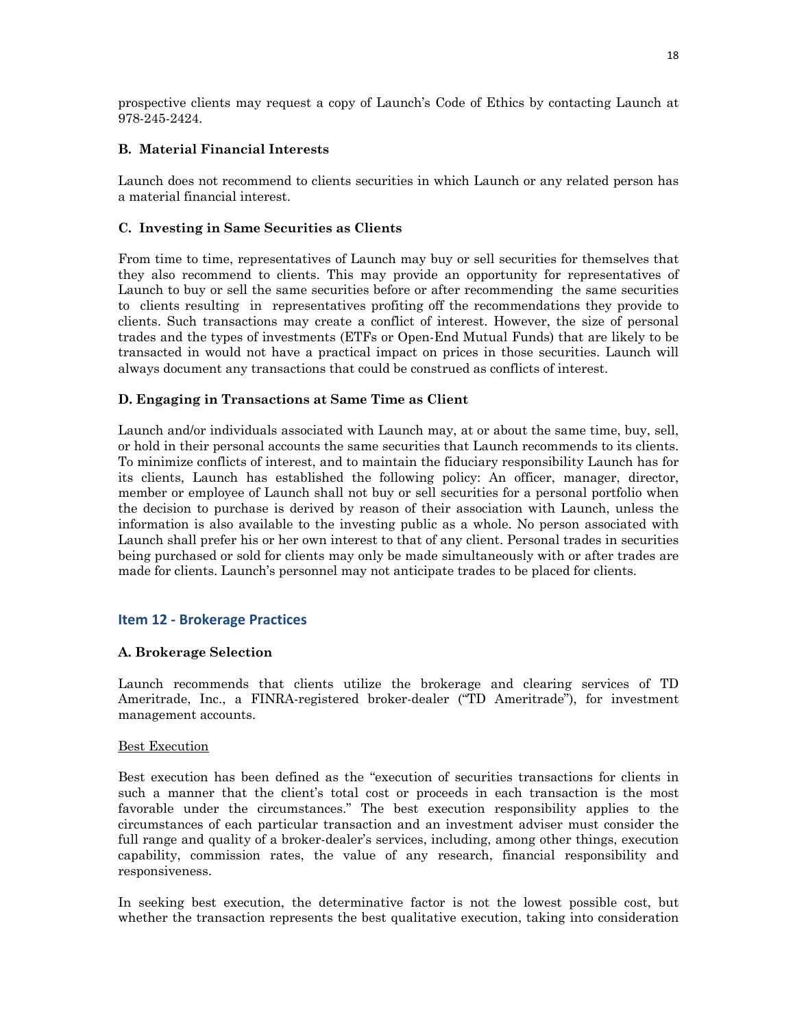prospective clients may request a copy of Launch's Code of Ethics by contacting Launch at 978-245-2424.

### B. Material Financial Interests

Launch does not recommend to clients securities in which Launch or any related person has a material financial interest.

### C. Investing in Same Securities as Clients

From time to time, representatives of Launch may buy or sell securities for themselves that they also recommend to clients. This may provide an opportunity for representatives of Launch to buy or sell the same securities before or after recommending the same securities to clients resulting in representatives profiting off the recommendations they provide to clients. Such transactions may create a conflict of interest. However, the size of personal trades and the types of investments (ETFs or Open-End Mutual Funds) that are likely to be transacted in would not have a practical impact on prices in those securities. Launch will always document any transactions that could be construed as conflicts of interest.

### D. Engaging in Transactions at Same Time as Client

Launch and/or individuals associated with Launch may, at or about the same time, buy, sell, or hold in their personal accounts the same securities that Launch recommends to its clients. To minimize conflicts of interest, and to maintain the fiduciary responsibility Launch has for its clients, Launch has established the following policy: An officer, manager, director, member or employee of Launch shall not buy or sell securities for a personal portfolio when the decision to purchase is derived by reason of their association with Launch, unless the information is also available to the investing public as a whole. No person associated with Launch shall prefer his or her own interest to that of any client. Personal trades in securities being purchased or sold for clients may only be made simultaneously with or after trades are made for clients. Launch's personnel may not anticipate trades to be placed for clients.

## Item 12 - Brokerage Practices

### A. Brokerage Selection

Launch recommends that clients utilize the brokerage and clearing services of TD Ameritrade, Inc., a FINRA-registered broker-dealer ("TD Ameritrade"), for investment management accounts.

Best Execution

Best execution has been defined as the "execution of securities transactions for clients in such a manner that the client's total cost or proceeds in each transaction is the most favorable under the circumstances." The best execution responsibility applies to the circumstances of each particular transaction and an investment adviser must consider the full range and quality of a broker-dealer's services, including, among other things, execution capability, commission rates, the value of any research, financial responsibility and responsiveness.

In seeking best execution, the determinative factor is not the lowest possible cost, but whether the transaction represents the best qualitative execution, taking into consideration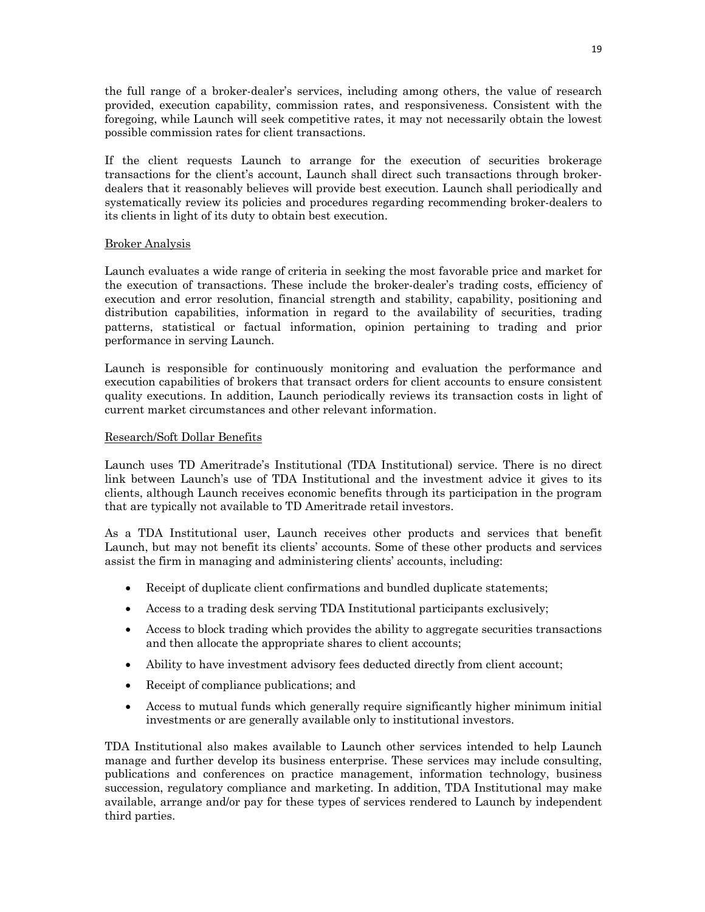the full range of a broker-dealer's services, including among others, the value of research provided, execution capability, commission rates, and responsiveness. Consistent with the foregoing, while Launch will seek competitive rates, it may not necessarily obtain the lowest possible commission rates for client transactions.

If the client requests Launch to arrange for the execution of securities brokerage transactions for the client's account, Launch shall direct such transactions through broker-dealers that it reasonably believes will provide best execution. Launch shall periodically and systematically review its policies and procedures regarding recommending broker-dealers to its clients in light of its duty to obtain best execution.

Broker Analysis

Launch evaluates a wide range of criteria in seeking the most favorable price and market for the execution of transactions. These include the broker-dealer's trading costs, efficiency of execution and error resolution, financial strength and stability, capability, positioning and distribution capabilities, information in regard to the availability of securities, trading patterns, statistical or factual information, opinion pertaining to trading and prior performance in serving Launch.

Launch is responsible for continuously monitoring and evaluation the performance and execution capabilities of brokers that transact orders for client accounts to ensure consistent quality executions. In addition, Launch periodically reviews its transaction costs in light of current market circumstances and other relevant information.

Research/Soft Dollar Benefits

Launch uses TD Ameritrade's Institutional (TDA Institutional) service. There is no direct link between Launch's use of TDA Institutional and the investment advice it gives to its clients, although Launch receives economic benefits through its participation in the program that are typically not available to TD Ameritrade retail investors.

As a TDA Institutional user, Launch receives other products and services that benefit Launch, but may not benefit its clients' accounts. Some of these other products and services assist the firm in managing and administering clients' accounts, including:

- Receipt of duplicate client confirmations and bundled duplicate statements;
- Access to a trading desk serving TDA Institutional participants exclusively;
- Access to block trading which provides the ability to aggregate securities transactions and then allocate the appropriate shares to client accounts;
- Ability to have investment advisory fees deducted directly from client account;
- Receipt of compliance publications; and
- Access to mutual funds which generally require significantly higher minimum initial investments or are generally available only to institutional investors.

TDA Institutional also makes available to Launch other services intended to help Launch manage and further develop its business enterprise. These services may include consulting, publications and conferences on practice management, information technology, business succession, regulatory compliance and marketing. In addition, TDA Institutional may make available, arrange and/or pay for these types of services rendered to Launch by independent third parties.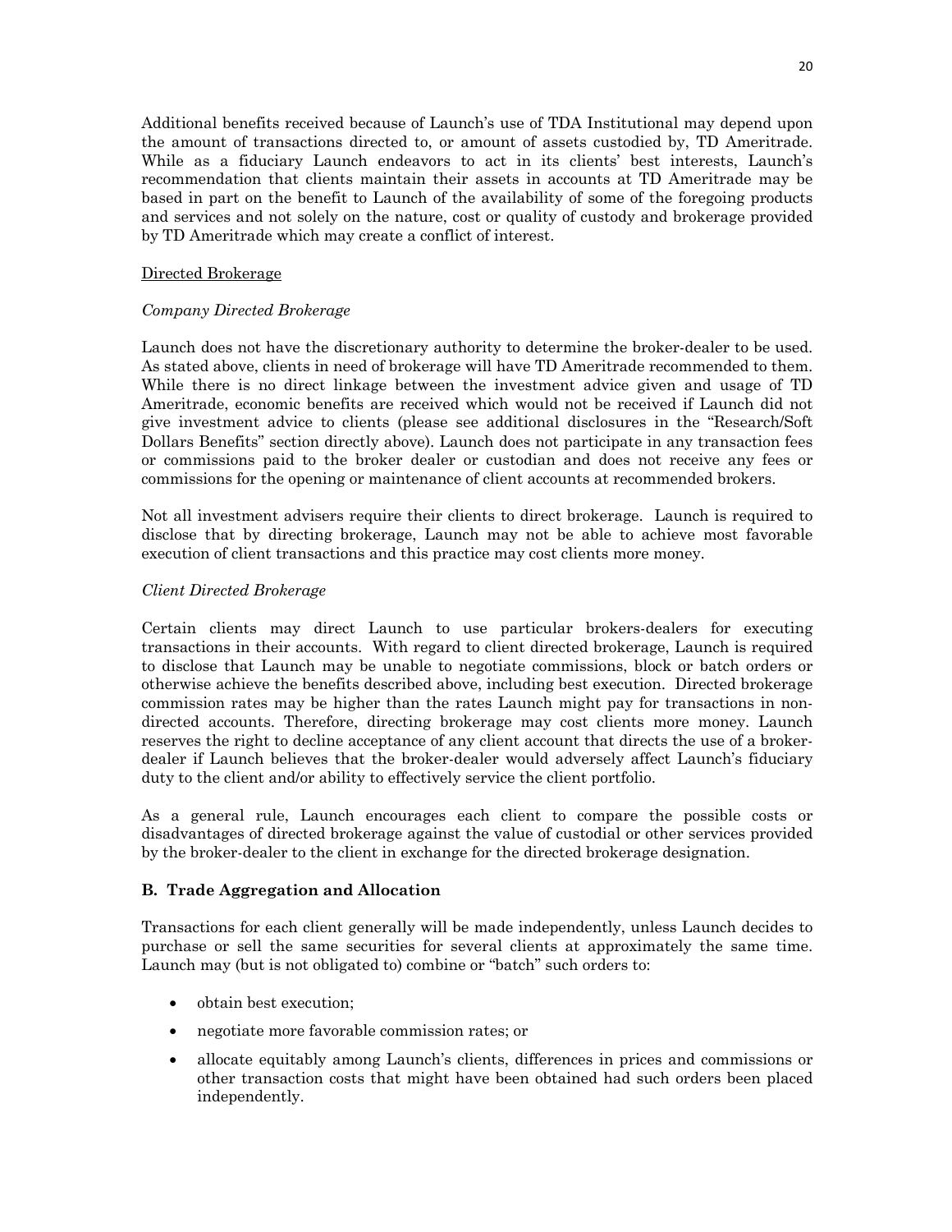Additional benefits received because of Launch's use of TDA Institutional may depend upon the amount of transactions directed to, or amount of assets custodied by, TD Ameritrade. While as a fiduciary Launch endeavors to act in its clients' best interests, Launch's recommendation that clients maintain their assets in accounts at TD Ameritrade may be based in part on the benefit to Launch of the availability of some of the foregoing products and services and not solely on the nature, cost or quality of custody and brokerage provided by TD Ameritrade which may create a conflict of interest.

Directed Brokerage

*Company Directed Brokerage*

Launch does not have the discretionary authority to determine the broker-dealer to be used. As stated above, clients in need of brokerage will have TD Ameritrade recommended to them. While there is no direct linkage between the investment advice given and usage of TD Ameritrade, economic benefits are received which would not be received if Launch did not give investment advice to clients (please see additional disclosures in the "Research/Soft Dollars Benefits" section directly above). Launch does not participate in any transaction fees or commissions paid to the broker dealer or custodian and does not receive any fees or commissions for the opening or maintenance of client accounts at recommended brokers.

Not all investment advisers require their clients to direct brokerage. Launch is required to disclose that by directing brokerage, Launch may not be able to achieve most favorable execution of client transactions and this practice may cost clients more money.

*Client Directed Brokerage*

Certain clients may direct Launch to use particular brokers-dealers for executing transactions in their accounts. With regard to client directed brokerage, Launch is required to disclose that Launch may be unable to negotiate commissions, block or batch orders or otherwise achieve the benefits described above, including best execution. Directed brokerage commission rates may be higher than the rates Launch might pay for transactions in non-directed accounts. Therefore, directing brokerage may cost clients more money. Launch reserves the right to decline acceptance of any client account that directs the use of a broker-dealer if Launch believes that the broker-dealer would adversely affect Launch's fiduciary duty to the client and/or ability to effectively service the client portfolio.

As a general rule, Launch encourages each client to compare the possible costs or disadvantages of directed brokerage against the value of custodial or other services provided by the broker-dealer to the client in exchange for the directed brokerage designation.

**B. Trade Aggregation and Allocation**

Transactions for each client generally will be made independently, unless Launch decides to purchase or sell the same securities for several clients at approximately the same time. Launch may (but is not obligated to) combine or "batch" such orders to:

- obtain best execution;
- negotiate more favorable commission rates; or
- allocate equitably among Launch's clients, differences in prices and commissions or other transaction costs that might have been obtained had such orders been placed independently.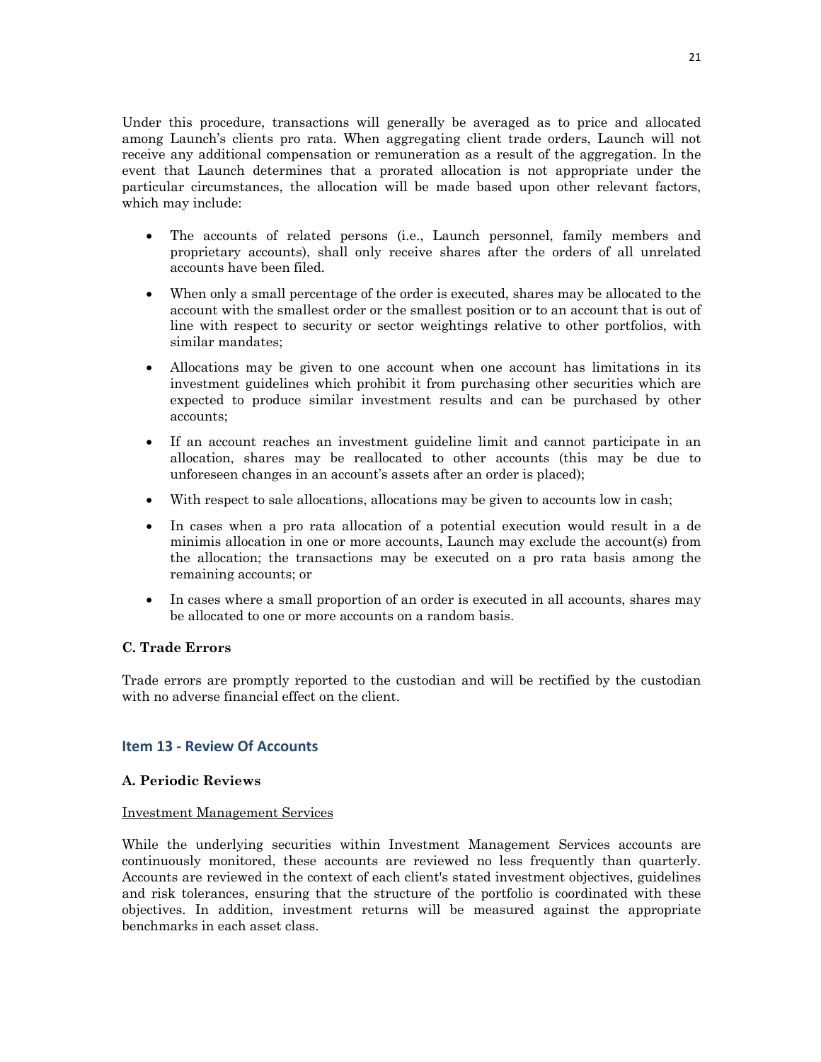Under this procedure, transactions will generally be averaged as to price and allocated among Launch's clients pro rata. When aggregating client trade orders, Launch will not receive any additional compensation or remuneration as a result of the aggregation. In the event that Launch determines that a prorated allocation is not appropriate under the particular circumstances, the allocation will be made based upon other relevant factors, which may include:

- The accounts of related persons (i.e., Launch personnel, family members and proprietary accounts), shall only receive shares after the orders of all unrelated accounts have been filed.
- When only a small percentage of the order is executed, shares may be allocated to the account with the smallest order or the smallest position or to an account that is out of line with respect to security or sector weightings relative to other portfolios, with similar mandates;
- Allocations may be given to one account when one account has limitations in its investment guidelines which prohibit it from purchasing other securities which are expected to produce similar investment results and can be purchased by other accounts;
- If an account reaches an investment guideline limit and cannot participate in an allocation, shares may be reallocated to other accounts (this may be due to unforeseen changes in an account's assets after an order is placed);
- With respect to sale allocations, allocations may be given to accounts low in cash;
- In cases when a pro rata allocation of a potential execution would result in a de minimis allocation in one or more accounts, Launch may exclude the account(s) from the allocation; the transactions may be executed on a pro rata basis among the remaining accounts; or
- In cases where a small proportion of an order is executed in all accounts, shares may be allocated to one or more accounts on a random basis.

**C. Trade Errors**

Trade errors are promptly reported to the custodian and will be rectified by the custodian with no adverse financial effect on the client.

## Item 13 - Review Of Accounts

**A. Periodic Reviews**

Investment Management Services

While the underlying securities within Investment Management Services accounts are continuously monitored, these accounts are reviewed no less frequently than quarterly. Accounts are reviewed in the context of each client's stated investment objectives, guidelines and risk tolerances, ensuring that the structure of the portfolio is coordinated with these objectives. In addition, investment returns will be measured against the appropriate benchmarks in each asset class.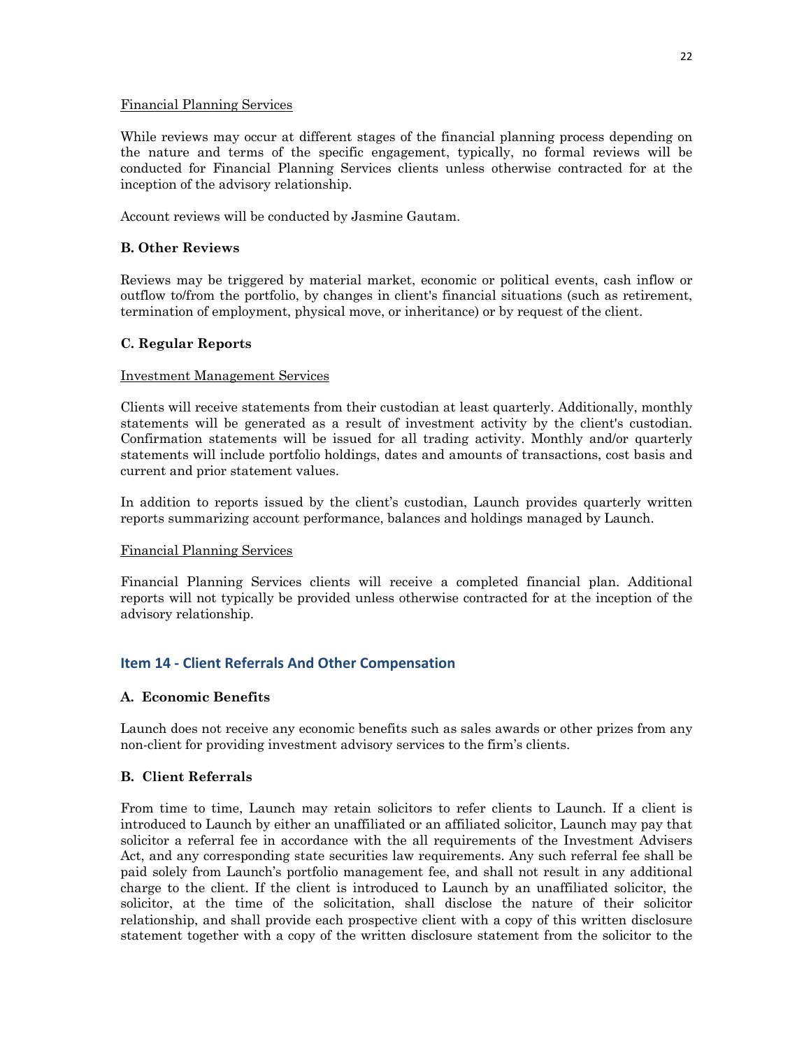Financial Planning Services

While reviews may occur at different stages of the financial planning process depending on the nature and terms of the specific engagement, typically, no formal reviews will be conducted for Financial Planning Services clients unless otherwise contracted for at the inception of the advisory relationship.

Account reviews will be conducted by Jasmine Gautam.

### B. Other Reviews

Reviews may be triggered by material market, economic or political events, cash inflow or outflow to/from the portfolio, by changes in client's financial situations (such as retirement, termination of employment, physical move, or inheritance) or by request of the client.

### C. Regular Reports

Investment Management Services

Clients will receive statements from their custodian at least quarterly. Additionally, monthly statements will be generated as a result of investment activity by the client's custodian. Confirmation statements will be issued for all trading activity. Monthly and/or quarterly statements will include portfolio holdings, dates and amounts of transactions, cost basis and current and prior statement values.

In addition to reports issued by the client's custodian, Launch provides quarterly written reports summarizing account performance, balances and holdings managed by Launch.

Financial Planning Services

Financial Planning Services clients will receive a completed financial plan. Additional reports will not typically be provided unless otherwise contracted for at the inception of the advisory relationship.

## Item 14 - Client Referrals And Other Compensation

### A. Economic Benefits

Launch does not receive any economic benefits such as sales awards or other prizes from any non-client for providing investment advisory services to the firm's clients.

### B. Client Referrals

From time to time, Launch may retain solicitors to refer clients to Launch. If a client is introduced to Launch by either an unaffiliated or an affiliated solicitor, Launch may pay that solicitor a referral fee in accordance with the all requirements of the Investment Advisers Act, and any corresponding state securities law requirements. Any such referral fee shall be paid solely from Launch's portfolio management fee, and shall not result in any additional charge to the client. If the client is introduced to Launch by an unaffiliated solicitor, the solicitor, at the time of the solicitation, shall disclose the nature of their solicitor relationship, and shall provide each prospective client with a copy of this written disclosure statement together with a copy of the written disclosure statement from the solicitor to the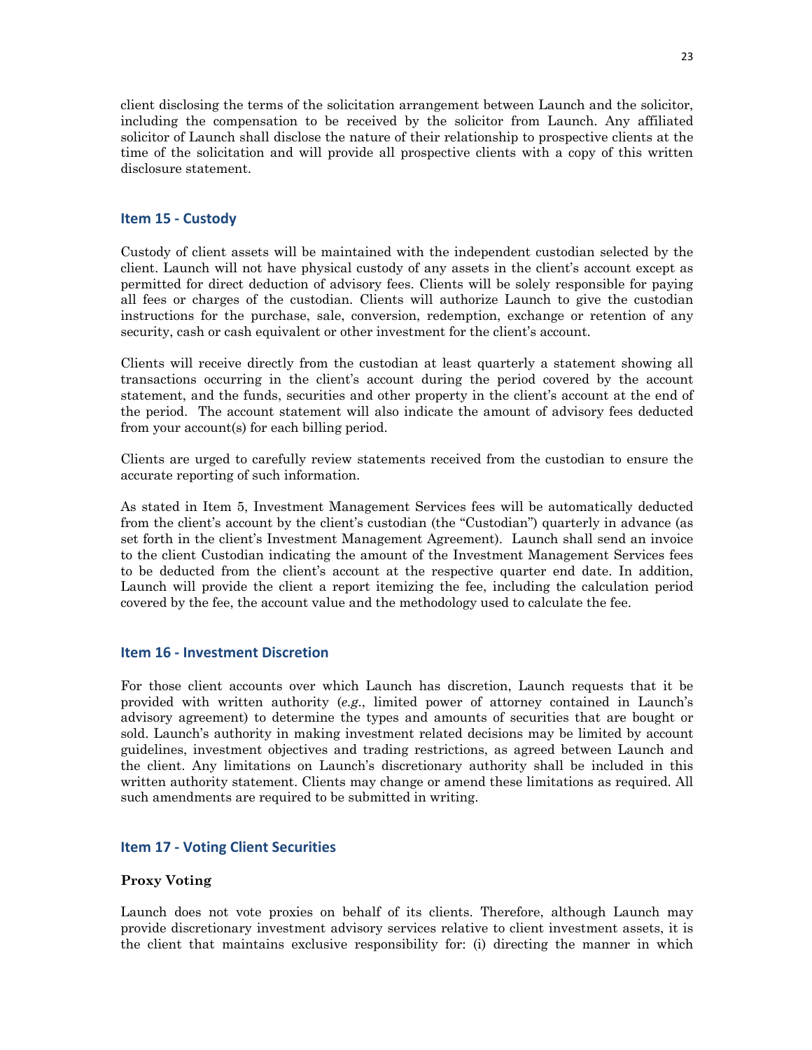client disclosing the terms of the solicitation arrangement between Launch and the solicitor, including the compensation to be received by the solicitor from Launch. Any affiliated solicitor of Launch shall disclose the nature of their relationship to prospective clients at the time of the solicitation and will provide all prospective clients with a copy of this written disclosure statement.

## Item 15 - Custody

Custody of client assets will be maintained with the independent custodian selected by the client. Launch will not have physical custody of any assets in the client's account except as permitted for direct deduction of advisory fees. Clients will be solely responsible for paying all fees or charges of the custodian. Clients will authorize Launch to give the custodian instructions for the purchase, sale, conversion, redemption, exchange or retention of any security, cash or cash equivalent or other investment for the client's account.

Clients will receive directly from the custodian at least quarterly a statement showing all transactions occurring in the client's account during the period covered by the account statement, and the funds, securities and other property in the client's account at the end of the period. The account statement will also indicate the amount of advisory fees deducted from your account(s) for each billing period.

Clients are urged to carefully review statements received from the custodian to ensure the accurate reporting of such information.

As stated in Item 5, Investment Management Services fees will be automatically deducted from the client's account by the client's custodian (the "Custodian") quarterly in advance (as set forth in the client's Investment Management Agreement). Launch shall send an invoice to the client Custodian indicating the amount of the Investment Management Services fees to be deducted from the client's account at the respective quarter end date. In addition, Launch will provide the client a report itemizing the fee, including the calculation period covered by the fee, the account value and the methodology used to calculate the fee.

## Item 16 - Investment Discretion

For those client accounts over which Launch has discretion, Launch requests that it be provided with written authority (*e.g.*, limited power of attorney contained in Launch's advisory agreement) to determine the types and amounts of securities that are bought or sold. Launch's authority in making investment related decisions may be limited by account guidelines, investment objectives and trading restrictions, as agreed between Launch and the client. Any limitations on Launch's discretionary authority shall be included in this written authority statement. Clients may change or amend these limitations as required. All such amendments are required to be submitted in writing.

## Item 17 - Voting Client Securities

### Proxy Voting

Launch does not vote proxies on behalf of its clients. Therefore, although Launch may provide discretionary investment advisory services relative to client investment assets, it is the client that maintains exclusive responsibility for: (i) directing the manner in which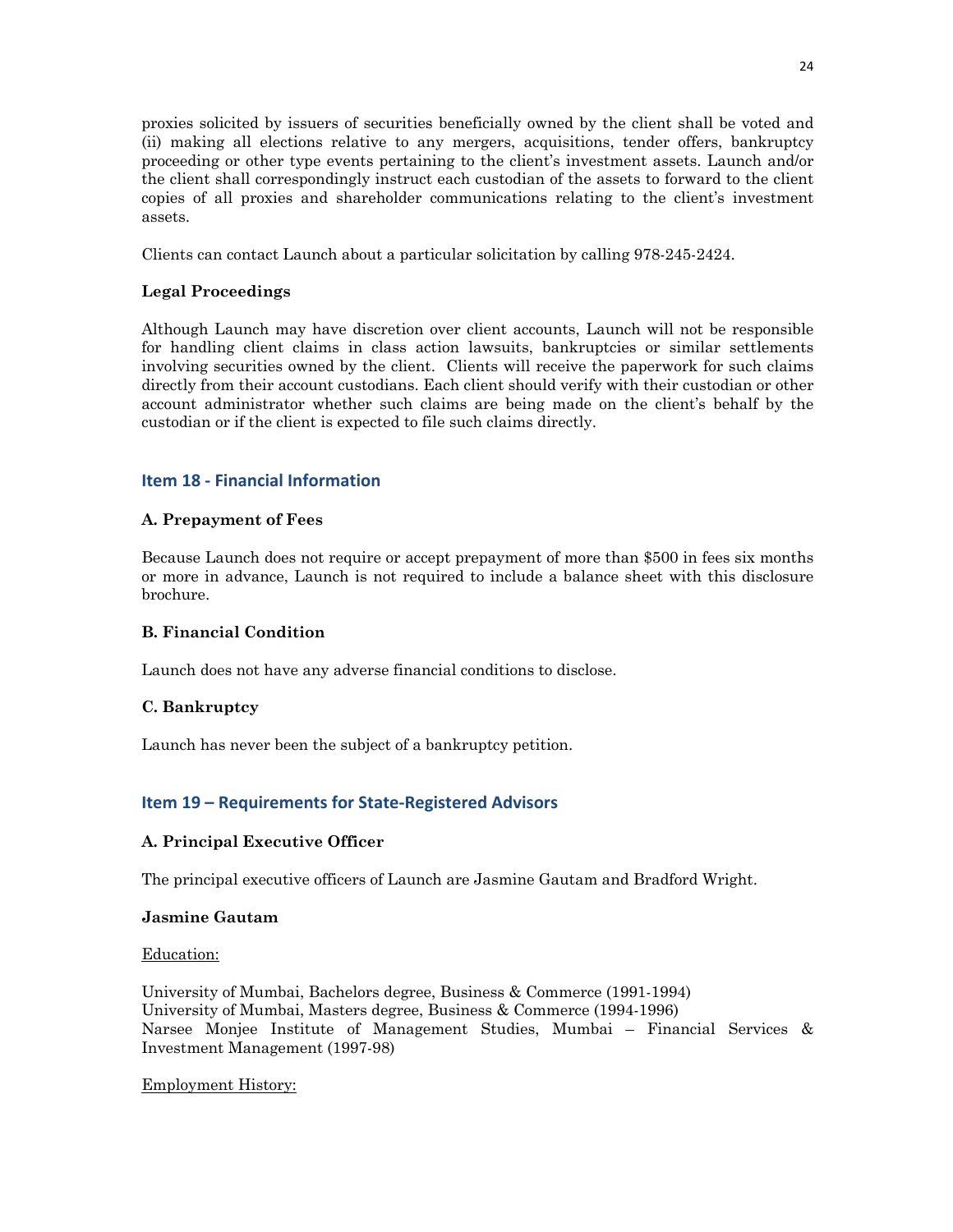proxies solicited by issuers of securities beneficially owned by the client shall be voted and (ii) making all elections relative to any mergers, acquisitions, tender offers, bankruptcy proceeding or other type events pertaining to the client's investment assets. Launch and/or the client shall correspondingly instruct each custodian of the assets to forward to the client copies of all proxies and shareholder communications relating to the client's investment assets.

Clients can contact Launch about a particular solicitation by calling 978-245-2424.

**Legal Proceedings**

Although Launch may have discretion over client accounts, Launch will not be responsible for handling client claims in class action lawsuits, bankruptcies or similar settlements involving securities owned by the client. Clients will receive the paperwork for such claims directly from their account custodians. Each client should verify with their custodian or other account administrator whether such claims are being made on the client's behalf by the custodian or if the client is expected to file such claims directly.

## Item 18 - Financial Information

**A. Prepayment of Fees**

Because Launch does not require or accept prepayment of more than $500 in fees six months or more in advance, Launch is not required to include a balance sheet with this disclosure brochure.

**B. Financial Condition**

Launch does not have any adverse financial conditions to disclose.

**C. Bankruptcy**

Launch has never been the subject of a bankruptcy petition.

## Item 19 – Requirements for State-Registered Advisors

**A. Principal Executive Officer**

The principal executive officers of Launch are Jasmine Gautam and Bradford Wright.

**Jasmine Gautam**

Education:

University of Mumbai, Bachelors degree, Business & Commerce (1991-1994)
University of Mumbai, Masters degree, Business & Commerce (1994-1996)
Narsee Monjee Institute of Management Studies, Mumbai – Financial Services & Investment Management (1997-98)

Employment History: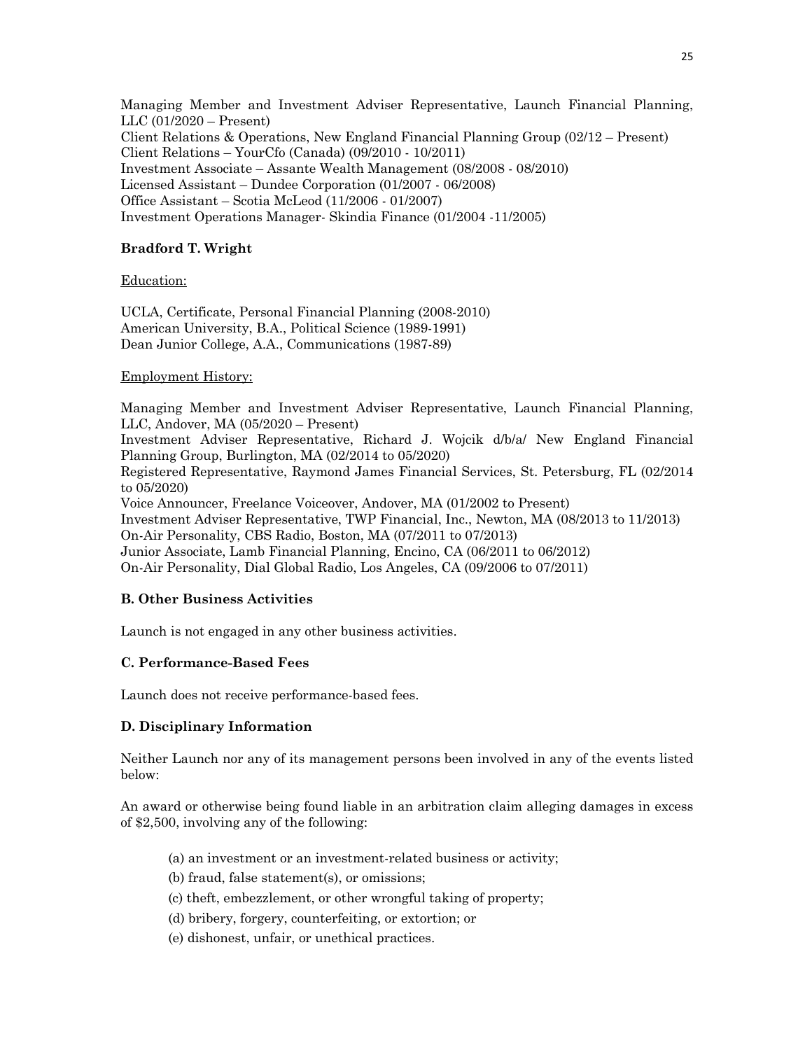Managing Member and Investment Adviser Representative, Launch Financial Planning, LLC (01/2020 – Present)
Client Relations & Operations, New England Financial Planning Group (02/12 – Present)
Client Relations – YourCfo (Canada) (09/2010 - 10/2011)
Investment Associate – Assante Wealth Management (08/2008 - 08/2010)
Licensed Assistant – Dundee Corporation (01/2007 - 06/2008)
Office Assistant – Scotia McLeod (11/2006 - 01/2007)
Investment Operations Manager- Skindia Finance (01/2004 -11/2005)

**Bradford T. Wright**

Education:

UCLA, Certificate, Personal Financial Planning (2008-2010)
American University, B.A., Political Science (1989-1991)
Dean Junior College, A.A., Communications (1987-89)

Employment History:

Managing Member and Investment Adviser Representative, Launch Financial Planning, LLC, Andover, MA (05/2020 – Present)
Investment Adviser Representative, Richard J. Wojcik d/b/a/ New England Financial Planning Group, Burlington, MA (02/2014 to 05/2020)
Registered Representative, Raymond James Financial Services, St. Petersburg, FL (02/2014 to 05/2020)
Voice Announcer, Freelance Voiceover, Andover, MA (01/2002 to Present)
Investment Adviser Representative, TWP Financial, Inc., Newton, MA (08/2013 to 11/2013)
On-Air Personality, CBS Radio, Boston, MA (07/2011 to 07/2013)
Junior Associate, Lamb Financial Planning, Encino, CA (06/2011 to 06/2012)
On-Air Personality, Dial Global Radio, Los Angeles, CA (09/2006 to 07/2011)

**B. Other Business Activities**

Launch is not engaged in any other business activities.

**C. Performance-Based Fees**

Launch does not receive performance-based fees.

**D. Disciplinary Information**

Neither Launch nor any of its management persons been involved in any of the events listed below:

An award or otherwise being found liable in an arbitration claim alleging damages in excess of $2,500, involving any of the following:

(a) an investment or an investment-related business or activity;

(b) fraud, false statement(s), or omissions;

(c) theft, embezzlement, or other wrongful taking of property;

(d) bribery, forgery, counterfeiting, or extortion; or

(e) dishonest, unfair, or unethical practices.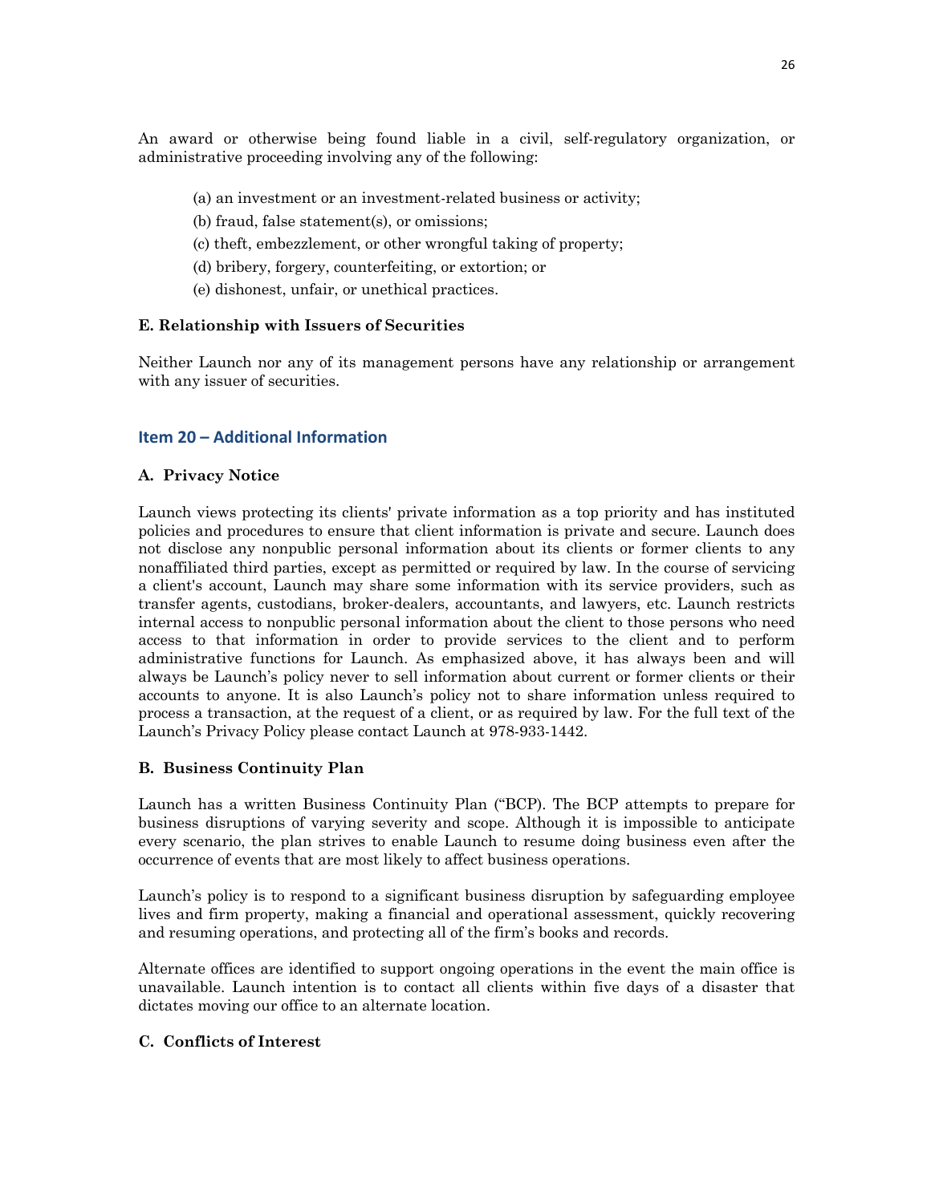An award or otherwise being found liable in a civil, self-regulatory organization, or administrative proceeding involving any of the following:

(a) an investment or an investment-related business or activity;

(b) fraud, false statement(s), or omissions;

(c) theft, embezzlement, or other wrongful taking of property;

(d) bribery, forgery, counterfeiting, or extortion; or

(e) dishonest, unfair, or unethical practices.

### E. Relationship with Issuers of Securities

Neither Launch nor any of its management persons have any relationship or arrangement with any issuer of securities.

## Item 20 – Additional Information

### A. Privacy Notice

Launch views protecting its clients' private information as a top priority and has instituted policies and procedures to ensure that client information is private and secure. Launch does not disclose any nonpublic personal information about its clients or former clients to any nonaffiliated third parties, except as permitted or required by law. In the course of servicing a client's account, Launch may share some information with its service providers, such as transfer agents, custodians, broker-dealers, accountants, and lawyers, etc. Launch restricts internal access to nonpublic personal information about the client to those persons who need access to that information in order to provide services to the client and to perform administrative functions for Launch. As emphasized above, it has always been and will always be Launch's policy never to sell information about current or former clients or their accounts to anyone. It is also Launch's policy not to share information unless required to process a transaction, at the request of a client, or as required by law. For the full text of the Launch's Privacy Policy please contact Launch at 978-933-1442.

### B. Business Continuity Plan

Launch has a written Business Continuity Plan ("BCP). The BCP attempts to prepare for business disruptions of varying severity and scope. Although it is impossible to anticipate every scenario, the plan strives to enable Launch to resume doing business even after the occurrence of events that are most likely to affect business operations.

Launch's policy is to respond to a significant business disruption by safeguarding employee lives and firm property, making a financial and operational assessment, quickly recovering and resuming operations, and protecting all of the firm's books and records.

Alternate offices are identified to support ongoing operations in the event the main office is unavailable. Launch intention is to contact all clients within five days of a disaster that dictates moving our office to an alternate location.

### C. Conflicts of Interest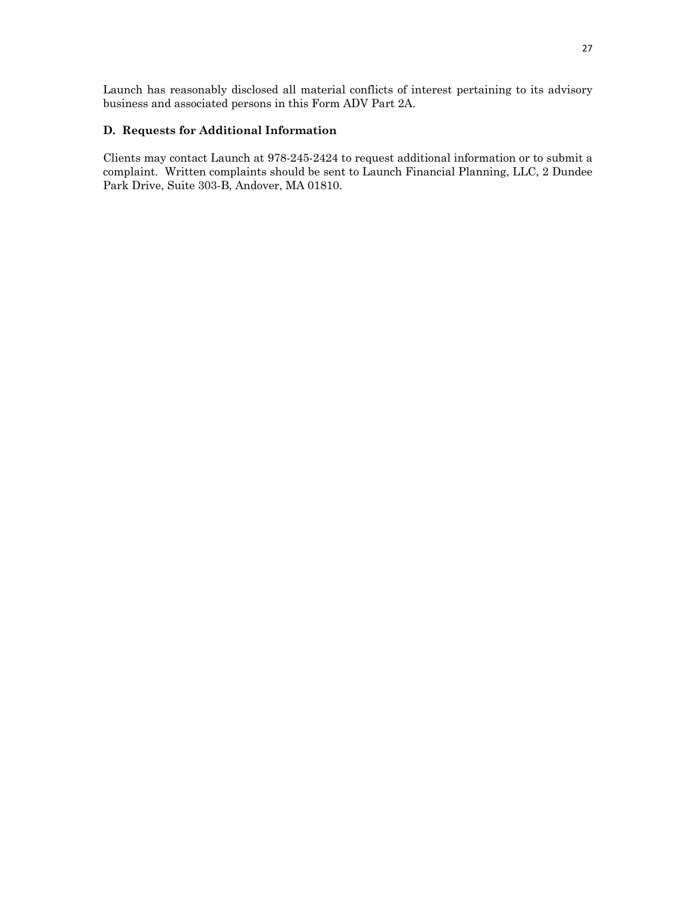Launch has reasonably disclosed all material conflicts of interest pertaining to its advisory business and associated persons in this Form ADV Part 2A.

**D. Requests for Additional Information**

Clients may contact Launch at 978-245-2424 to request additional information or to submit a complaint. Written complaints should be sent to Launch Financial Planning, LLC, 2 Dundee Park Drive, Suite 303-B, Andover, MA 01810.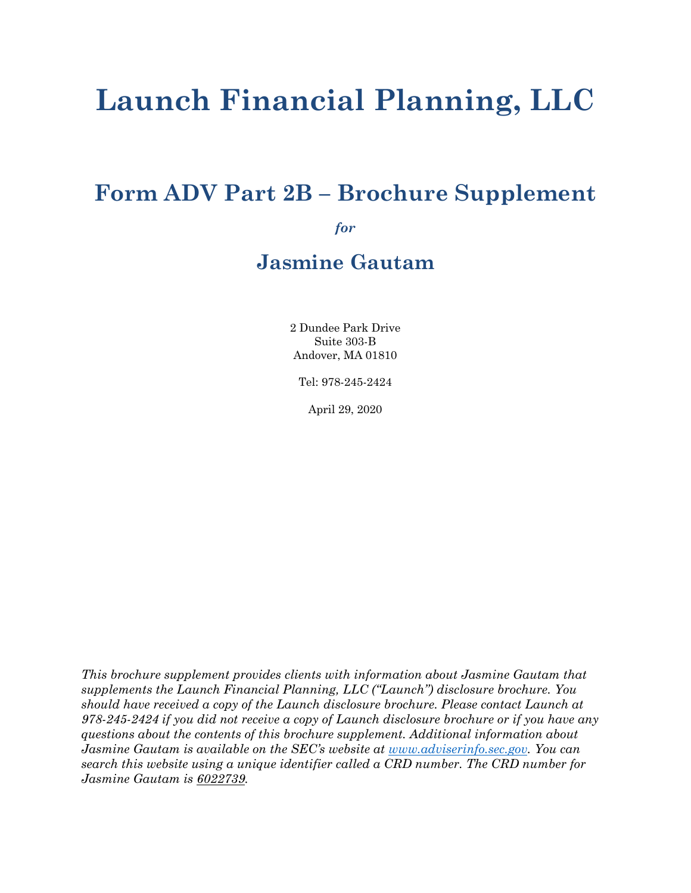# Launch Financial Planning, LLC

## Form ADV Part 2B – Brochure Supplement

*for*

## Jasmine Gautam

2 Dundee Park Drive
Suite 303-B
Andover, MA 01810

Tel: 978-245-2424

April 29, 2020

*This brochure supplement provides clients with information about Jasmine Gautam that supplements the Launch Financial Planning, LLC ("Launch") disclosure brochure. You should have received a copy of the Launch disclosure brochure. Please contact Launch at 978-245-2424 if you did not receive a copy of Launch disclosure brochure or if you have any questions about the contents of this brochure supplement. Additional information about Jasmine Gautam is available on the SEC's website at www.adviserinfo.sec.gov. You can search this website using a unique identifier called a CRD number. The CRD number for Jasmine Gautam is 6022739.*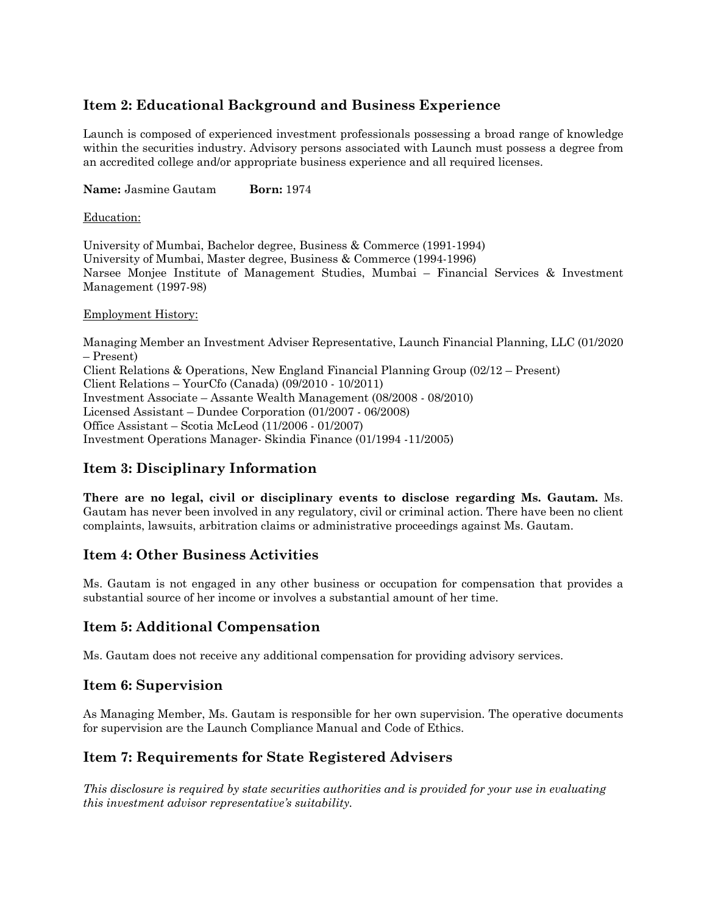## Item 2: Educational Background and Business Experience

Launch is composed of experienced investment professionals possessing a broad range of knowledge within the securities industry. Advisory persons associated with Launch must possess a degree from an accredited college and/or appropriate business experience and all required licenses.

**Name:** Jasmine Gautam **Born:** 1974

Education:

University of Mumbai, Bachelor degree, Business & Commerce (1991-1994)
University of Mumbai, Master degree, Business & Commerce (1994-1996)
Narsee Monjee Institute of Management Studies, Mumbai – Financial Services & Investment Management (1997-98)

Employment History:

Managing Member an Investment Adviser Representative, Launch Financial Planning, LLC (01/2020 – Present)
Client Relations & Operations, New England Financial Planning Group (02/12 – Present)
Client Relations – YourCfo (Canada) (09/2010 - 10/2011)
Investment Associate – Assante Wealth Management (08/2008 - 08/2010)
Licensed Assistant – Dundee Corporation (01/2007 - 06/2008)
Office Assistant – Scotia McLeod (11/2006 - 01/2007)
Investment Operations Manager- Skindia Finance (01/1994 -11/2005)

## Item 3: Disciplinary Information

**There are no legal, civil or disciplinary events to disclose regarding Ms. Gautam.** Ms. Gautam has never been involved in any regulatory, civil or criminal action. There have been no client complaints, lawsuits, arbitration claims or administrative proceedings against Ms. Gautam.

## Item 4: Other Business Activities

Ms. Gautam is not engaged in any other business or occupation for compensation that provides a substantial source of her income or involves a substantial amount of her time.

## Item 5: Additional Compensation

Ms. Gautam does not receive any additional compensation for providing advisory services.

## Item 6: Supervision

As Managing Member, Ms. Gautam is responsible for her own supervision. The operative documents for supervision are the Launch Compliance Manual and Code of Ethics.

## Item 7: Requirements for State Registered Advisers

*This disclosure is required by state securities authorities and is provided for your use in evaluating this investment advisor representative's suitability.*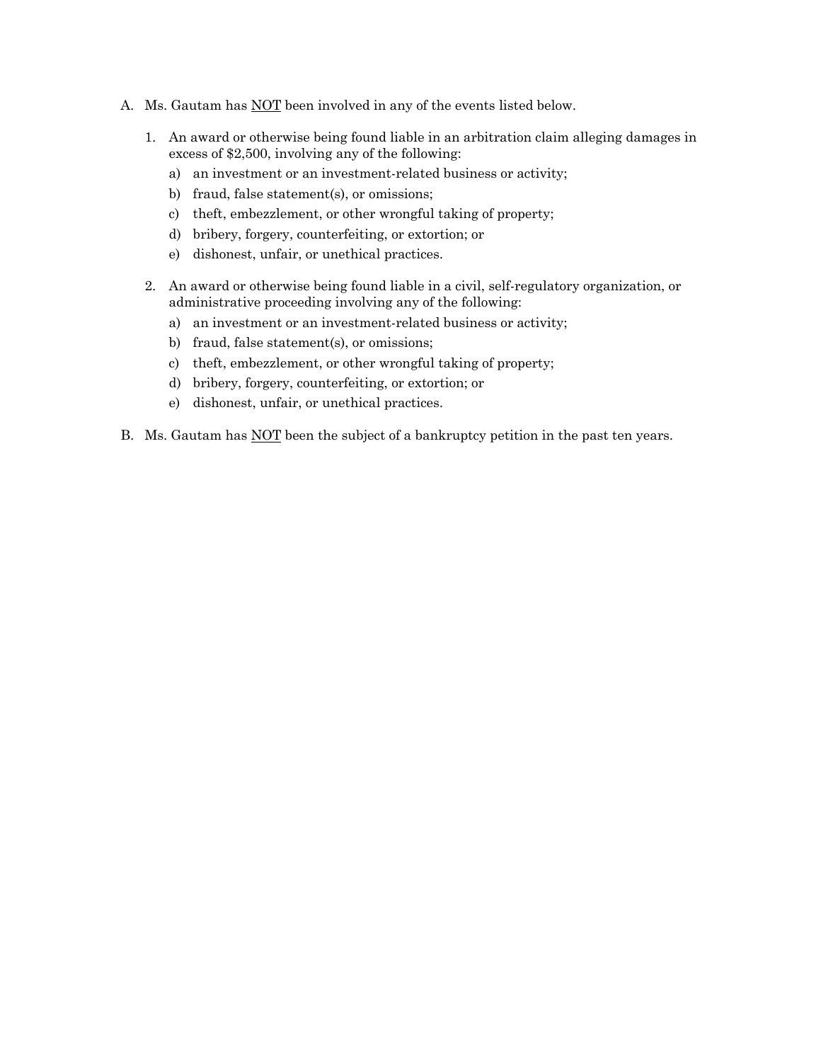A. Ms. Gautam has <u>NOT</u> been involved in any of the events listed below.

   1. An award or otherwise being found liable in an arbitration claim alleging damages in excess of $2,500, involving any of the following:
      a) an investment or an investment-related business or activity;
      b) fraud, false statement(s), or omissions;
      c) theft, embezzlement, or other wrongful taking of property;
      d) bribery, forgery, counterfeiting, or extortion; or
      e) dishonest, unfair, or unethical practices.

   2. An award or otherwise being found liable in a civil, self-regulatory organization, or administrative proceeding involving any of the following:
      a) an investment or an investment-related business or activity;
      b) fraud, false statement(s), or omissions;
      c) theft, embezzlement, or other wrongful taking of property;
      d) bribery, forgery, counterfeiting, or extortion; or
      e) dishonest, unfair, or unethical practices.

B. Ms. Gautam has <u>NOT</u> been the subject of a bankruptcy petition in the past ten years.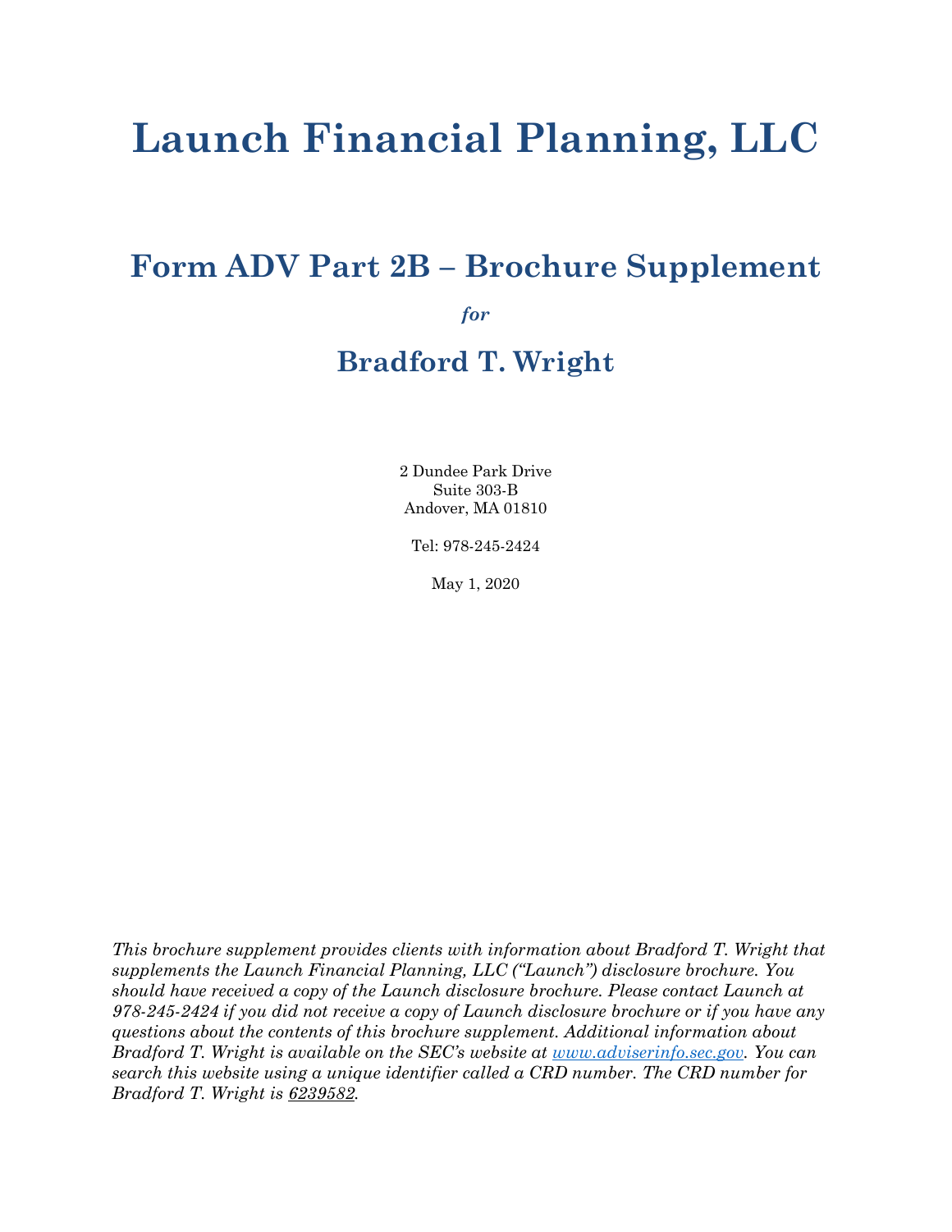# Launch Financial Planning, LLC

## Form ADV Part 2B – Brochure Supplement

***for***

## Bradford T. Wright

2 Dundee Park Drive
Suite 303-B
Andover, MA 01810

Tel: 978-245-2424

May 1, 2020

*This brochure supplement provides clients with information about Bradford T. Wright that supplements the Launch Financial Planning, LLC ("Launch") disclosure brochure. You should have received a copy of the Launch disclosure brochure. Please contact Launch at 978-245-2424 if you did not receive a copy of Launch disclosure brochure or if you have any questions about the contents of this brochure supplement. Additional information about Bradford T. Wright is available on the SEC's website at www.adviserinfo.sec.gov. You can search this website using a unique identifier called a CRD number. The CRD number for Bradford T. Wright is 6239582.*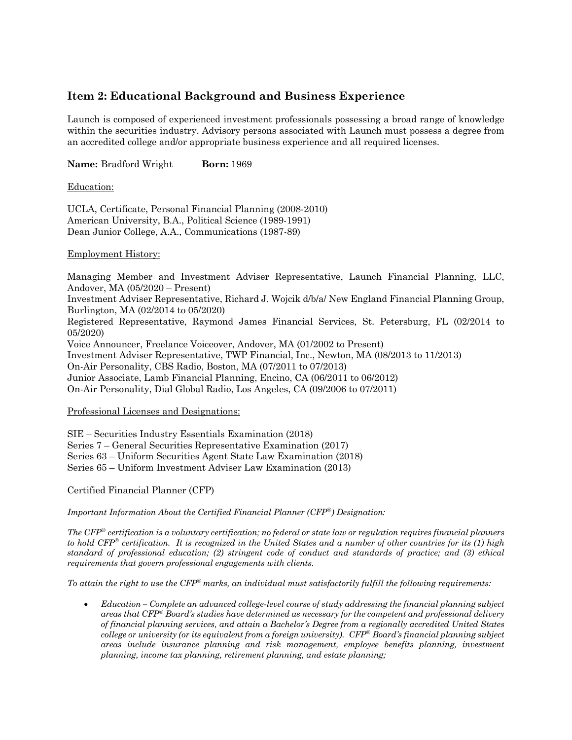## Item 2: Educational Background and Business Experience

Launch is composed of experienced investment professionals possessing a broad range of knowledge within the securities industry. Advisory persons associated with Launch must possess a degree from an accredited college and/or appropriate business experience and all required licenses.

**Name:** Bradford Wright **Born:** 1969

Education:

UCLA, Certificate, Personal Financial Planning (2008-2010)
American University, B.A., Political Science (1989-1991)
Dean Junior College, A.A., Communications (1987-89)

Employment History:

Managing Member and Investment Adviser Representative, Launch Financial Planning, LLC, Andover, MA (05/2020 – Present)
Investment Adviser Representative, Richard J. Wojcik d/b/a/ New England Financial Planning Group, Burlington, MA (02/2014 to 05/2020)
Registered Representative, Raymond James Financial Services, St. Petersburg, FL (02/2014 to 05/2020)
Voice Announcer, Freelance Voiceover, Andover, MA (01/2002 to Present)
Investment Adviser Representative, TWP Financial, Inc., Newton, MA (08/2013 to 11/2013)
On-Air Personality, CBS Radio, Boston, MA (07/2011 to 07/2013)
Junior Associate, Lamb Financial Planning, Encino, CA (06/2011 to 06/2012)
On-Air Personality, Dial Global Radio, Los Angeles, CA (09/2006 to 07/2011)

Professional Licenses and Designations:

SIE – Securities Industry Essentials Examination (2018)
Series 7 – General Securities Representative Examination (2017)
Series 63 – Uniform Securities Agent State Law Examination (2018)
Series 65 – Uniform Investment Adviser Law Examination (2013)

Certified Financial Planner (CFP)

*Important Information About the Certified Financial Planner (CFP®) Designation:*

*The CFP® certification is a voluntary certification; no federal or state law or regulation requires financial planners to hold CFP® certification. It is recognized in the United States and a number of other countries for its (1) high standard of professional education; (2) stringent code of conduct and standards of practice; and (3) ethical requirements that govern professional engagements with clients.*

*To attain the right to use the CFP® marks, an individual must satisfactorily fulfill the following requirements:*

- *Education – Complete an advanced college-level course of study addressing the financial planning subject areas that CFP® Board's studies have determined as necessary for the competent and professional delivery of financial planning services, and attain a Bachelor's Degree from a regionally accredited United States college or university (or its equivalent from a foreign university). CFP® Board's financial planning subject areas include insurance planning and risk management, employee benefits planning, investment planning, income tax planning, retirement planning, and estate planning;*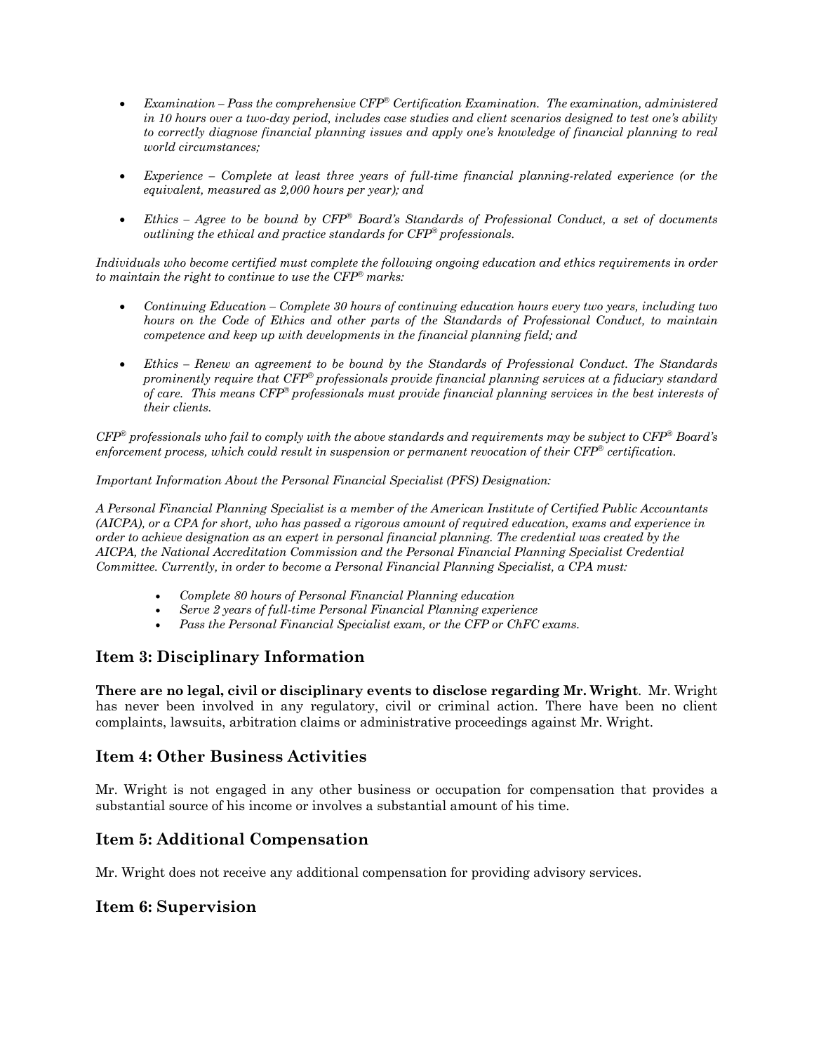- *Examination – Pass the comprehensive CFP® Certification Examination. The examination, administered in 10 hours over a two-day period, includes case studies and client scenarios designed to test one's ability to correctly diagnose financial planning issues and apply one's knowledge of financial planning to real world circumstances;*

- *Experience – Complete at least three years of full-time financial planning-related experience (or the equivalent, measured as 2,000 hours per year); and*

- *Ethics – Agree to be bound by CFP® Board's Standards of Professional Conduct, a set of documents outlining the ethical and practice standards for CFP® professionals.*

*Individuals who become certified must complete the following ongoing education and ethics requirements in order to maintain the right to continue to use the CFP® marks:*

- *Continuing Education – Complete 30 hours of continuing education hours every two years, including two hours on the Code of Ethics and other parts of the Standards of Professional Conduct, to maintain competence and keep up with developments in the financial planning field; and*

- *Ethics – Renew an agreement to be bound by the Standards of Professional Conduct. The Standards prominently require that CFP® professionals provide financial planning services at a fiduciary standard of care. This means CFP® professionals must provide financial planning services in the best interests of their clients.*

*CFP® professionals who fail to comply with the above standards and requirements may be subject to CFP® Board's enforcement process, which could result in suspension or permanent revocation of their CFP® certification.*

*Important Information About the Personal Financial Specialist (PFS) Designation:*

*A Personal Financial Planning Specialist is a member of the American Institute of Certified Public Accountants (AICPA), or a CPA for short, who has passed a rigorous amount of required education, exams and experience in order to achieve designation as an expert in personal financial planning. The credential was created by the AICPA, the National Accreditation Commission and the Personal Financial Planning Specialist Credential Committee. Currently, in order to become a Personal Financial Planning Specialist, a CPA must:*

- *Complete 80 hours of Personal Financial Planning education*
- *Serve 2 years of full-time Personal Financial Planning experience*
- *Pass the Personal Financial Specialist exam, or the CFP or ChFC exams.*

## Item 3: Disciplinary Information

**There are no legal, civil or disciplinary events to disclose regarding Mr. Wright**. Mr. Wright has never been involved in any regulatory, civil or criminal action. There have been no client complaints, lawsuits, arbitration claims or administrative proceedings against Mr. Wright.

## Item 4: Other Business Activities

Mr. Wright is not engaged in any other business or occupation for compensation that provides a substantial source of his income or involves a substantial amount of his time.

## Item 5: Additional Compensation

Mr. Wright does not receive any additional compensation for providing advisory services.

## Item 6: Supervision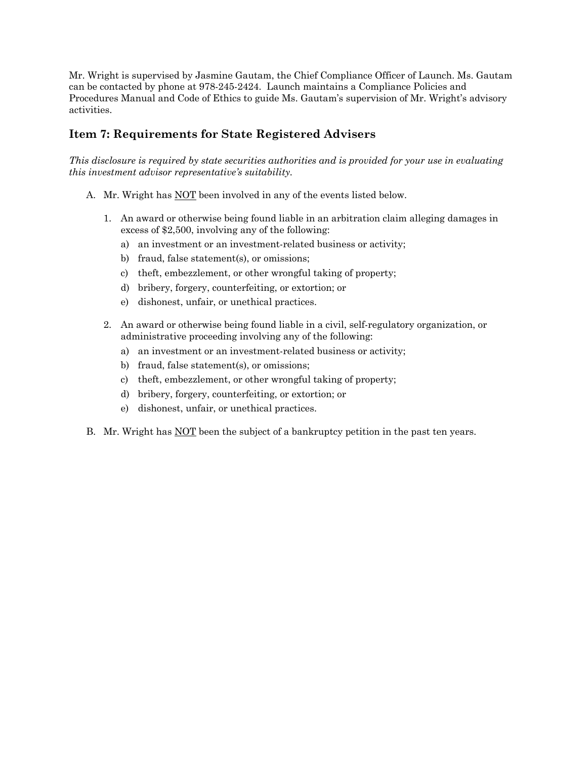Mr. Wright is supervised by Jasmine Gautam, the Chief Compliance Officer of Launch. Ms. Gautam can be contacted by phone at 978-245-2424. Launch maintains a Compliance Policies and Procedures Manual and Code of Ethics to guide Ms. Gautam's supervision of Mr. Wright's advisory activities.

## Item 7: Requirements for State Registered Advisers

*This disclosure is required by state securities authorities and is provided for your use in evaluating this investment advisor representative's suitability.*

A. Mr. Wright has <u>NOT</u> been involved in any of the events listed below.

1. An award or otherwise being found liable in an arbitration claim alleging damages in excess of $2,500, involving any of the following:
   a) an investment or an investment-related business or activity;
   b) fraud, false statement(s), or omissions;
   c) theft, embezzlement, or other wrongful taking of property;
   d) bribery, forgery, counterfeiting, or extortion; or
   e) dishonest, unfair, or unethical practices.

2. An award or otherwise being found liable in a civil, self-regulatory organization, or administrative proceeding involving any of the following:
   a) an investment or an investment-related business or activity;
   b) fraud, false statement(s), or omissions;
   c) theft, embezzlement, or other wrongful taking of property;
   d) bribery, forgery, counterfeiting, or extortion; or
   e) dishonest, unfair, or unethical practices.

B. Mr. Wright has <u>NOT</u> been the subject of a bankruptcy petition in the past ten years.